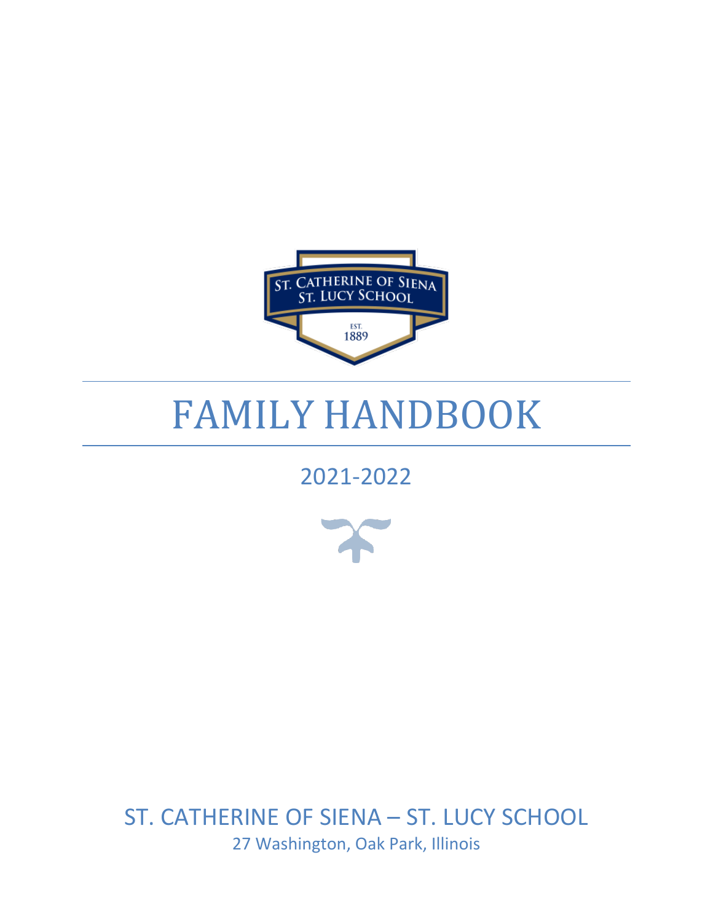# FAMILY HANDBOOK

## 2021-2022

ST. CATHERINE OF SIENA – ST. LUCY SCHOOL

27 Washington, Oak Park, Illinois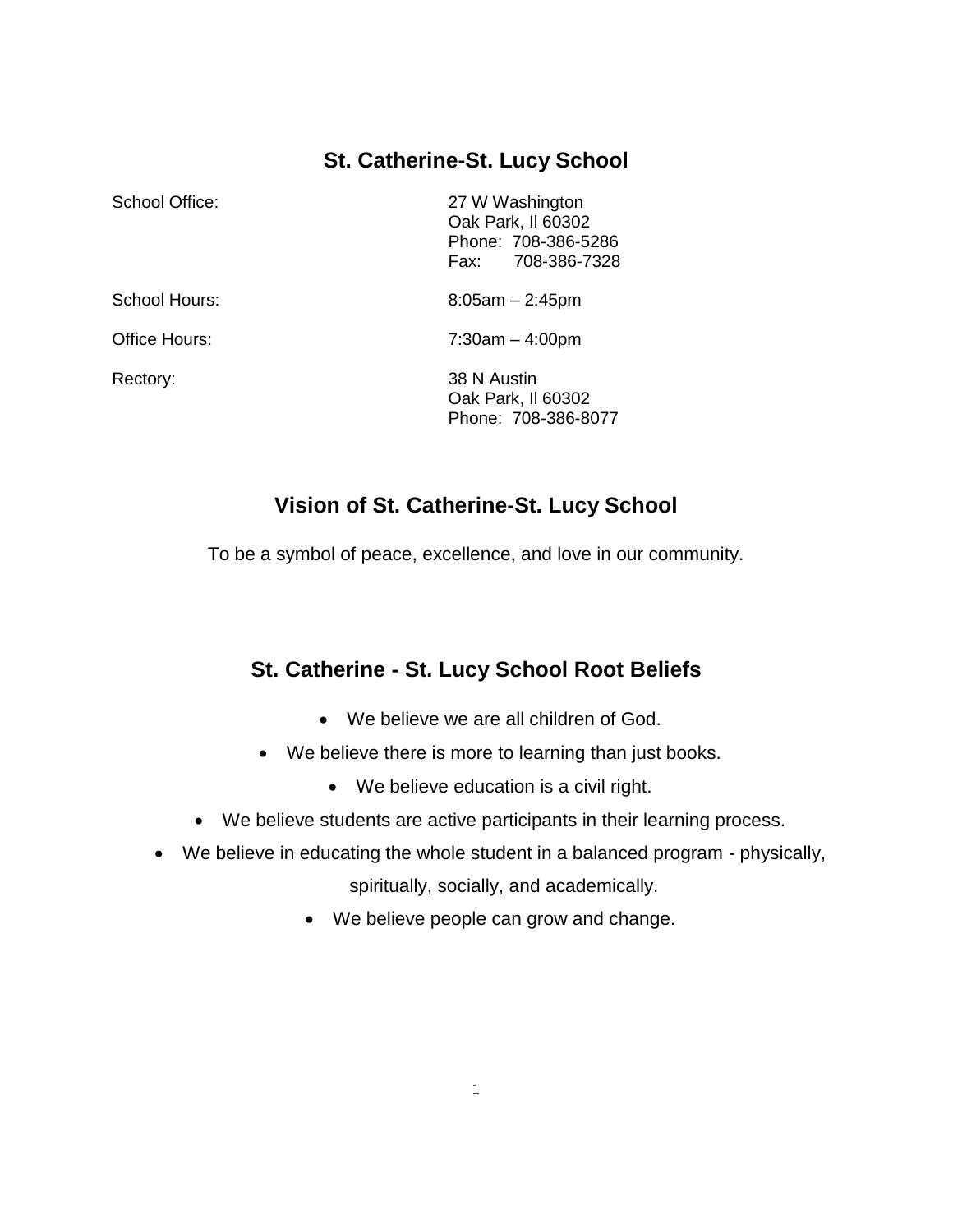## St. Catherine-St. Lucy School

| | |
|---|---|
| School Office: | 27 W Washington<br>Oak Park, Il 60302<br>Phone: 708-386-5286<br>Fax: 708-386-7328 |
| School Hours: | 8:05am – 2:45pm |
| Office Hours: | 7:30am – 4:00pm |
| Rectory: | 38 N Austin<br>Oak Park, Il 60302<br>Phone: 708-386-8077 |

## Vision of St. Catherine-St. Lucy School

To be a symbol of peace, excellence, and love in our community.

## St. Catherine - St. Lucy School Root Beliefs

- We believe we are all children of God.
- We believe there is more to learning than just books.
- We believe education is a civil right.
- We believe students are active participants in their learning process.
- We believe in educating the whole student in a balanced program - physically, spiritually, socially, and academically.
- We believe people can grow and change.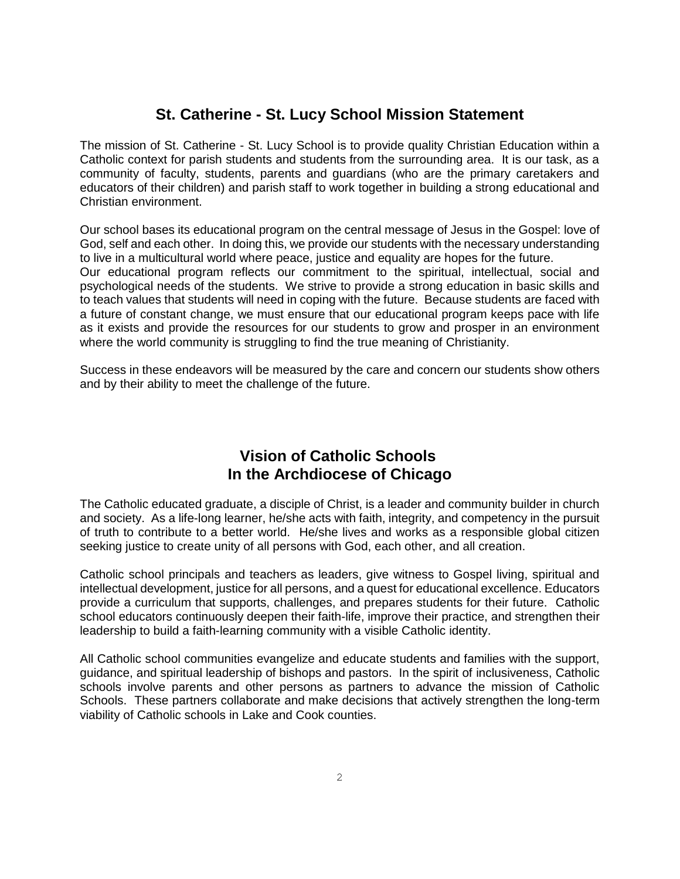## St. Catherine - St. Lucy School Mission Statement

The mission of St. Catherine - St. Lucy School is to provide quality Christian Education within a Catholic context for parish students and students from the surrounding area. It is our task, as a community of faculty, students, parents and guardians (who are the primary caretakers and educators of their children) and parish staff to work together in building a strong educational and Christian environment.

Our school bases its educational program on the central message of Jesus in the Gospel: love of God, self and each other. In doing this, we provide our students with the necessary understanding to live in a multicultural world where peace, justice and equality are hopes for the future.
Our educational program reflects our commitment to the spiritual, intellectual, social and psychological needs of the students. We strive to provide a strong education in basic skills and to teach values that students will need in coping with the future. Because students are faced with a future of constant change, we must ensure that our educational program keeps pace with life as it exists and provide the resources for our students to grow and prosper in an environment where the world community is struggling to find the true meaning of Christianity.

Success in these endeavors will be measured by the care and concern our students show others and by their ability to meet the challenge of the future.

## Vision of Catholic Schools In the Archdiocese of Chicago

The Catholic educated graduate, a disciple of Christ, is a leader and community builder in church and society. As a life-long learner, he/she acts with faith, integrity, and competency in the pursuit of truth to contribute to a better world. He/she lives and works as a responsible global citizen seeking justice to create unity of all persons with God, each other, and all creation.

Catholic school principals and teachers as leaders, give witness to Gospel living, spiritual and intellectual development, justice for all persons, and a quest for educational excellence. Educators provide a curriculum that supports, challenges, and prepares students for their future. Catholic school educators continuously deepen their faith-life, improve their practice, and strengthen their leadership to build a faith-learning community with a visible Catholic identity.

All Catholic school communities evangelize and educate students and families with the support, guidance, and spiritual leadership of bishops and pastors. In the spirit of inclusiveness, Catholic schools involve parents and other persons as partners to advance the mission of Catholic Schools. These partners collaborate and make decisions that actively strengthen the long-term viability of Catholic schools in Lake and Cook counties.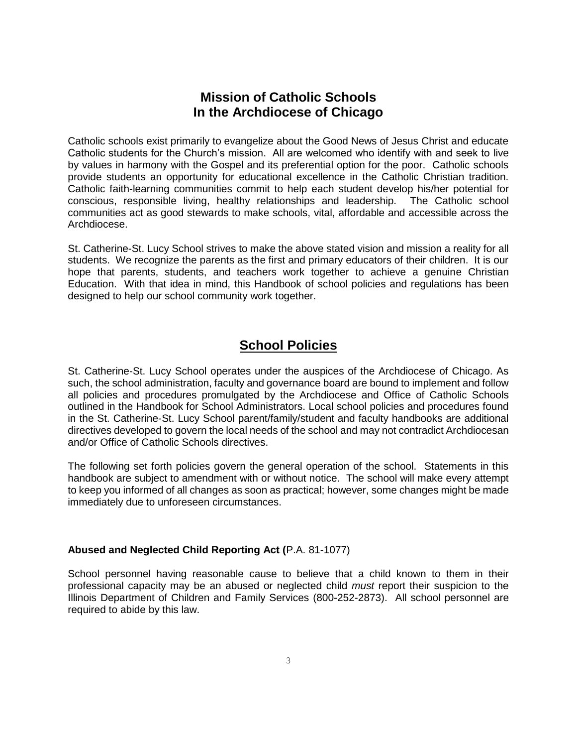## Mission of Catholic Schools In the Archdiocese of Chicago

Catholic schools exist primarily to evangelize about the Good News of Jesus Christ and educate Catholic students for the Church's mission. All are welcomed who identify with and seek to live by values in harmony with the Gospel and its preferential option for the poor. Catholic schools provide students an opportunity for educational excellence in the Catholic Christian tradition. Catholic faith-learning communities commit to help each student develop his/her potential for conscious, responsible living, healthy relationships and leadership. The Catholic school communities act as good stewards to make schools, vital, affordable and accessible across the Archdiocese.

St. Catherine-St. Lucy School strives to make the above stated vision and mission a reality for all students. We recognize the parents as the first and primary educators of their children. It is our hope that parents, students, and teachers work together to achieve a genuine Christian Education. With that idea in mind, this Handbook of school policies and regulations has been designed to help our school community work together.

## School Policies

St. Catherine-St. Lucy School operates under the auspices of the Archdiocese of Chicago. As such, the school administration, faculty and governance board are bound to implement and follow all policies and procedures promulgated by the Archdiocese and Office of Catholic Schools outlined in the Handbook for School Administrators. Local school policies and procedures found in the St. Catherine-St. Lucy School parent/family/student and faculty handbooks are additional directives developed to govern the local needs of the school and may not contradict Archdiocesan and/or Office of Catholic Schools directives.

The following set forth policies govern the general operation of the school. Statements in this handbook are subject to amendment with or without notice. The school will make every attempt to keep you informed of all changes as soon as practical; however, some changes might be made immediately due to unforeseen circumstances.

**Abused and Neglected Child Reporting Act (**P.A. 81-1077)

School personnel having reasonable cause to believe that a child known to them in their professional capacity may be an abused or neglected child *must* report their suspicion to the Illinois Department of Children and Family Services (800-252-2873). All school personnel are required to abide by this law.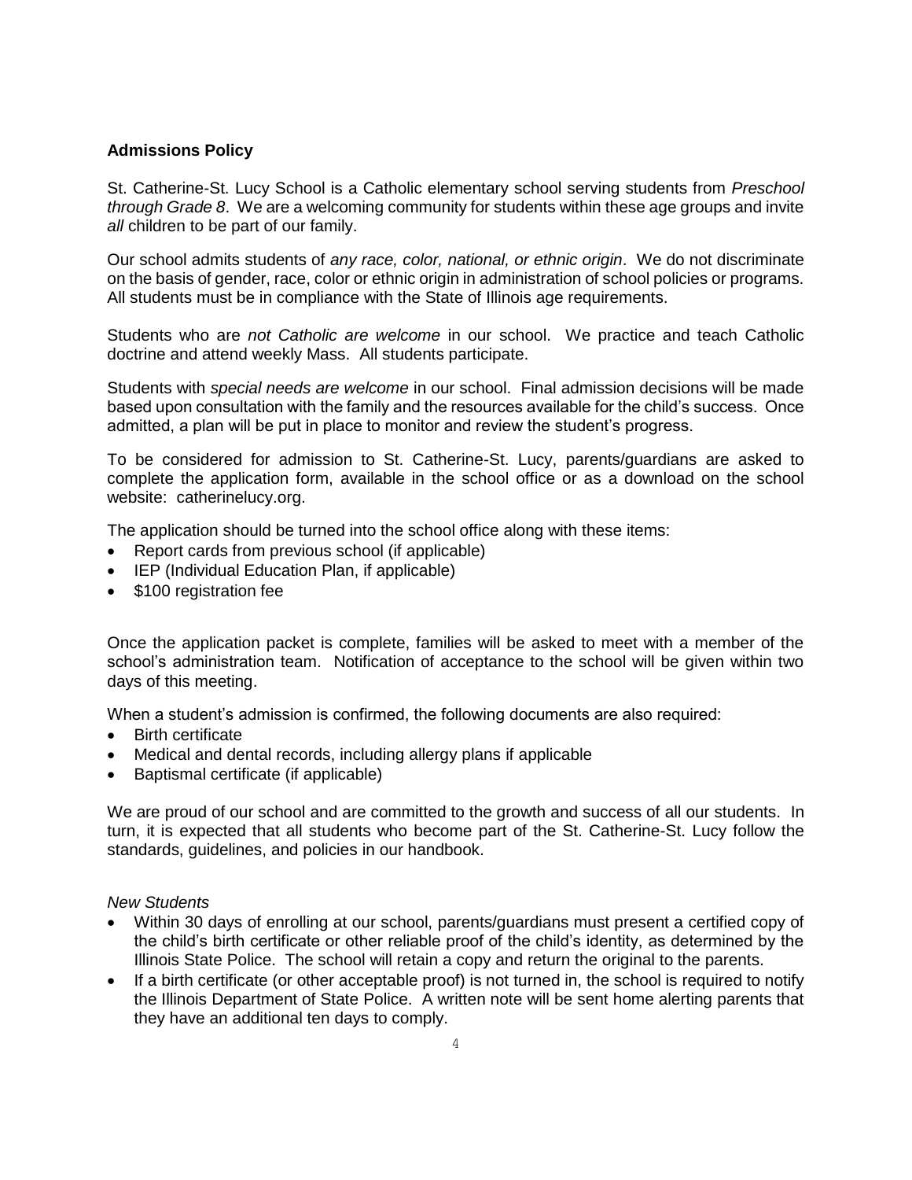**Admissions Policy**

St. Catherine-St. Lucy School is a Catholic elementary school serving students from *Preschool through Grade 8*. We are a welcoming community for students within these age groups and invite *all* children to be part of our family.

Our school admits students of *any race, color, national, or ethnic origin*. We do not discriminate on the basis of gender, race, color or ethnic origin in administration of school policies or programs. All students must be in compliance with the State of Illinois age requirements.

Students who are *not Catholic are welcome* in our school. We practice and teach Catholic doctrine and attend weekly Mass. All students participate.

Students with *special needs are welcome* in our school. Final admission decisions will be made based upon consultation with the family and the resources available for the child's success. Once admitted, a plan will be put in place to monitor and review the student's progress.

To be considered for admission to St. Catherine-St. Lucy, parents/guardians are asked to complete the application form, available in the school office or as a download on the school website: catherinelucy.org.

The application should be turned into the school office along with these items:

- Report cards from previous school (if applicable)
- IEP (Individual Education Plan, if applicable)
- $100 registration fee

Once the application packet is complete, families will be asked to meet with a member of the school's administration team. Notification of acceptance to the school will be given within two days of this meeting.

When a student's admission is confirmed, the following documents are also required:

- Birth certificate
- Medical and dental records, including allergy plans if applicable
- Baptismal certificate (if applicable)

We are proud of our school and are committed to the growth and success of all our students. In turn, it is expected that all students who become part of the St. Catherine-St. Lucy follow the standards, guidelines, and policies in our handbook.

*New Students*

- Within 30 days of enrolling at our school, parents/guardians must present a certified copy of the child's birth certificate or other reliable proof of the child's identity, as determined by the Illinois State Police. The school will retain a copy and return the original to the parents.
- If a birth certificate (or other acceptable proof) is not turned in, the school is required to notify the Illinois Department of State Police. A written note will be sent home alerting parents that they have an additional ten days to comply.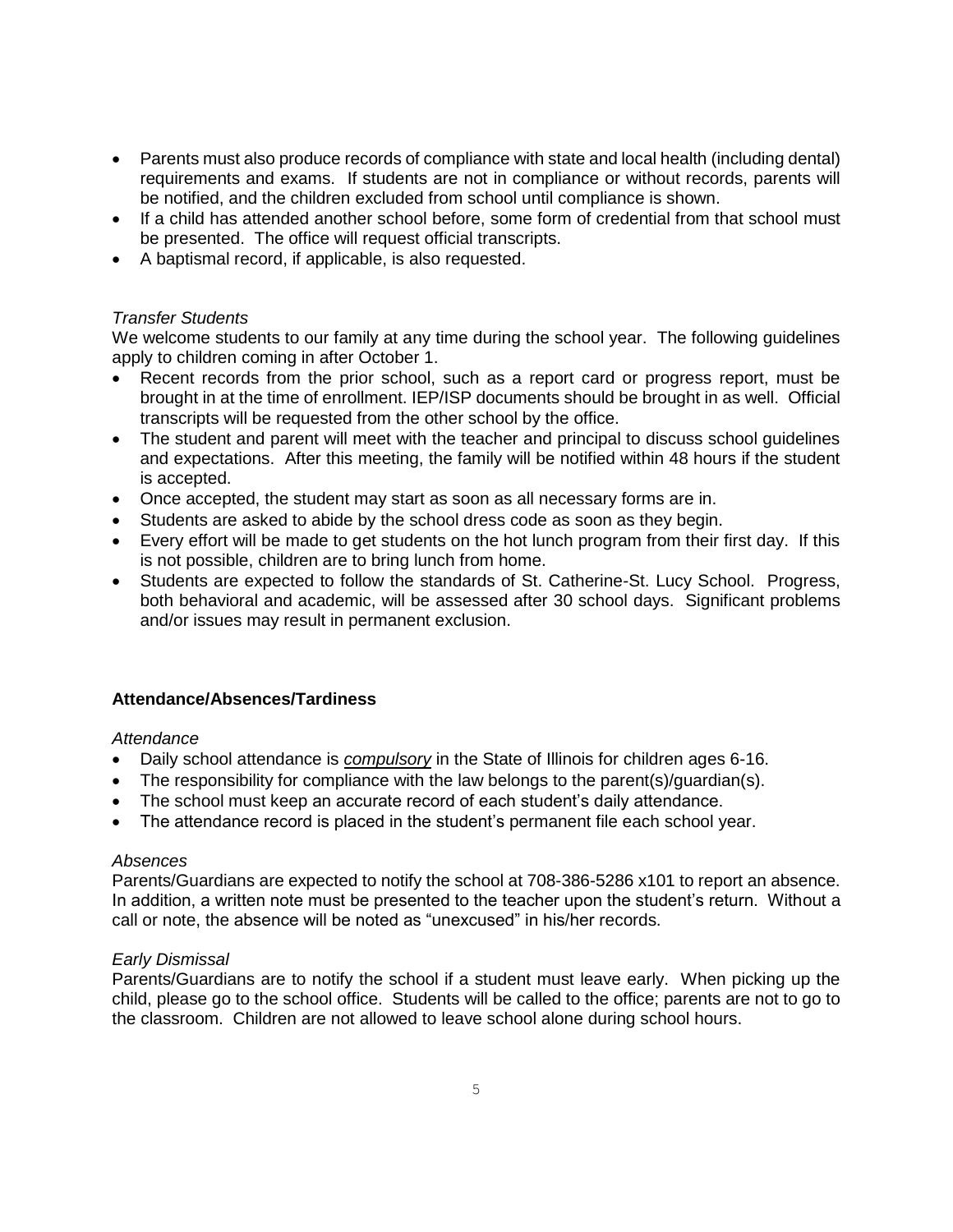- Parents must also produce records of compliance with state and local health (including dental) requirements and exams. If students are not in compliance or without records, parents will be notified, and the children excluded from school until compliance is shown.
- If a child has attended another school before, some form of credential from that school must be presented. The office will request official transcripts.
- A baptismal record, if applicable, is also requested.

*Transfer Students*

We welcome students to our family at any time during the school year. The following guidelines apply to children coming in after October 1.

- Recent records from the prior school, such as a report card or progress report, must be brought in at the time of enrollment. IEP/ISP documents should be brought in as well. Official transcripts will be requested from the other school by the office.
- The student and parent will meet with the teacher and principal to discuss school guidelines and expectations. After this meeting, the family will be notified within 48 hours if the student is accepted.
- Once accepted, the student may start as soon as all necessary forms are in.
- Students are asked to abide by the school dress code as soon as they begin.
- Every effort will be made to get students on the hot lunch program from their first day. If this is not possible, children are to bring lunch from home.
- Students are expected to follow the standards of St. Catherine-St. Lucy School. Progress, both behavioral and academic, will be assessed after 30 school days. Significant problems and/or issues may result in permanent exclusion.

## Attendance/Absences/Tardiness

*Attendance*

- Daily school attendance is ***compulsory*** in the State of Illinois for children ages 6-16.
- The responsibility for compliance with the law belongs to the parent(s)/guardian(s).
- The school must keep an accurate record of each student's daily attendance.
- The attendance record is placed in the student's permanent file each school year.

*Absences*

Parents/Guardians are expected to notify the school at 708-386-5286 x101 to report an absence. In addition, a written note must be presented to the teacher upon the student's return. Without a call or note, the absence will be noted as "unexcused" in his/her records.

*Early Dismissal*

Parents/Guardians are to notify the school if a student must leave early. When picking up the child, please go to the school office. Students will be called to the office; parents are not to go to the classroom. Children are not allowed to leave school alone during school hours.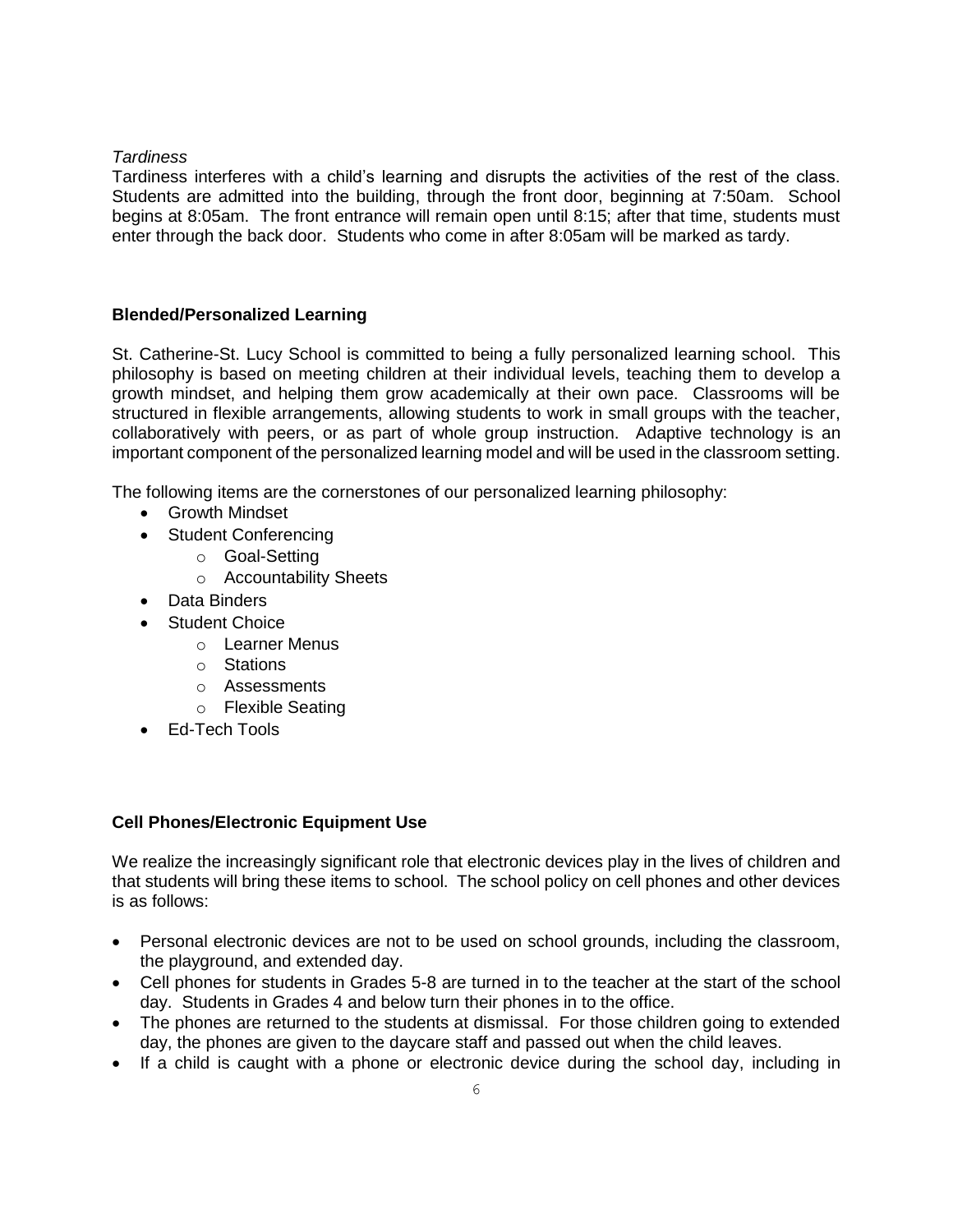*Tardiness*

Tardiness interferes with a child's learning and disrupts the activities of the rest of the class. Students are admitted into the building, through the front door, beginning at 7:50am. School begins at 8:05am. The front entrance will remain open until 8:15; after that time, students must enter through the back door. Students who come in after 8:05am will be marked as tardy.

**Blended/Personalized Learning**

St. Catherine-St. Lucy School is committed to being a fully personalized learning school. This philosophy is based on meeting children at their individual levels, teaching them to develop a growth mindset, and helping them grow academically at their own pace. Classrooms will be structured in flexible arrangements, allowing students to work in small groups with the teacher, collaboratively with peers, or as part of whole group instruction. Adaptive technology is an important component of the personalized learning model and will be used in the classroom setting.

The following items are the cornerstones of our personalized learning philosophy:

- Growth Mindset
- Student Conferencing
  - Goal-Setting
  - Accountability Sheets
- Data Binders
- Student Choice
  - Learner Menus
  - Stations
  - Assessments
  - Flexible Seating
- Ed-Tech Tools

**Cell Phones/Electronic Equipment Use**

We realize the increasingly significant role that electronic devices play in the lives of children and that students will bring these items to school. The school policy on cell phones and other devices is as follows:

- Personal electronic devices are not to be used on school grounds, including the classroom, the playground, and extended day.
- Cell phones for students in Grades 5-8 are turned in to the teacher at the start of the school day. Students in Grades 4 and below turn their phones in to the office.
- The phones are returned to the students at dismissal. For those children going to extended day, the phones are given to the daycare staff and passed out when the child leaves.
- If a child is caught with a phone or electronic device during the school day, including in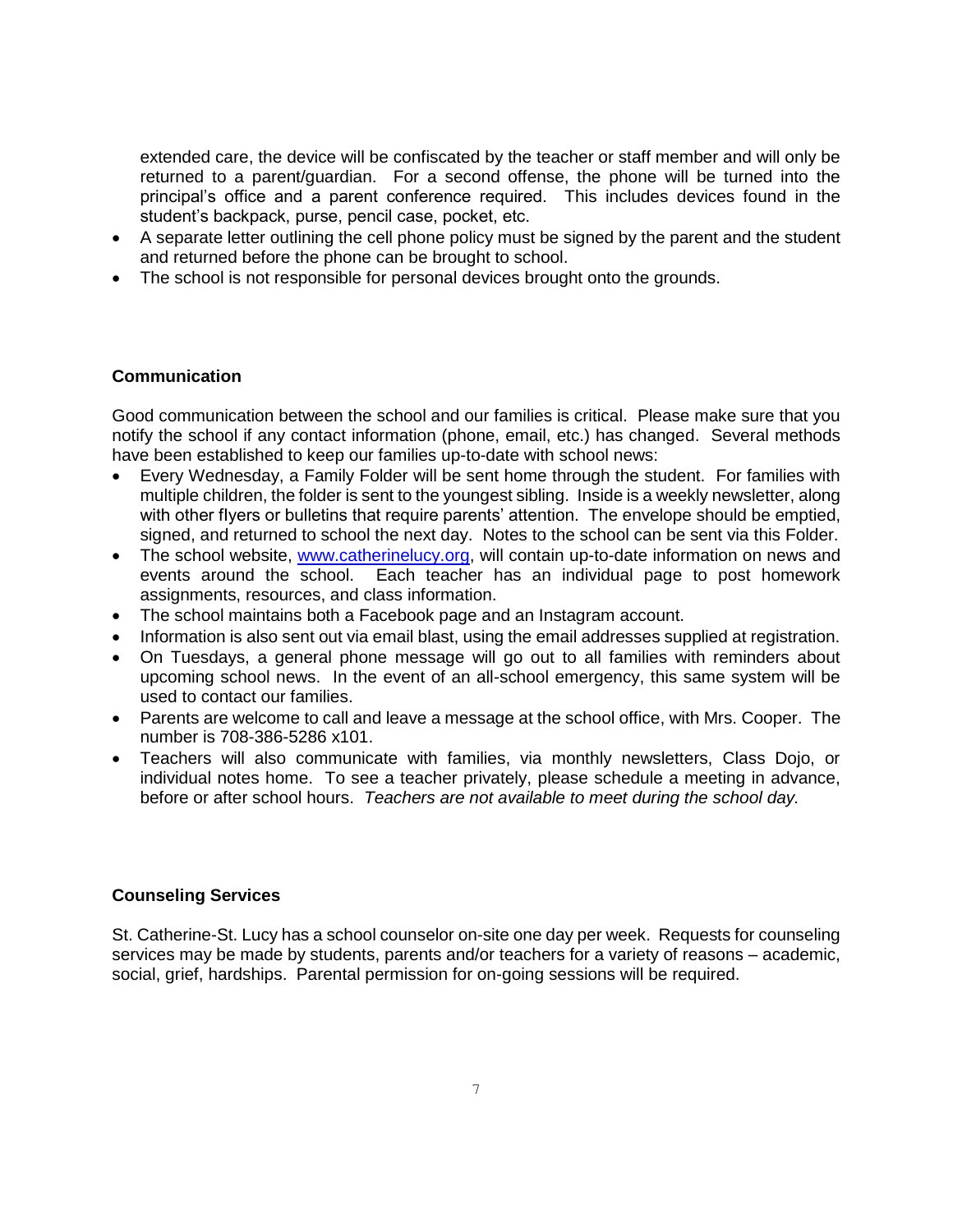extended care, the device will be confiscated by the teacher or staff member and will only be returned to a parent/guardian. For a second offense, the phone will be turned into the principal's office and a parent conference required. This includes devices found in the student's backpack, purse, pencil case, pocket, etc.

- A separate letter outlining the cell phone policy must be signed by the parent and the student and returned before the phone can be brought to school.
- The school is not responsible for personal devices brought onto the grounds.

**Communication**

Good communication between the school and our families is critical. Please make sure that you notify the school if any contact information (phone, email, etc.) has changed. Several methods have been established to keep our families up-to-date with school news:

- Every Wednesday, a Family Folder will be sent home through the student. For families with multiple children, the folder is sent to the youngest sibling. Inside is a weekly newsletter, along with other flyers or bulletins that require parents' attention. The envelope should be emptied, signed, and returned to school the next day. Notes to the school can be sent via this Folder.
- The school website, [www.catherinelucy.org](http://www.catherinelucy.org), will contain up-to-date information on news and events around the school. Each teacher has an individual page to post homework assignments, resources, and class information.
- The school maintains both a Facebook page and an Instagram account.
- Information is also sent out via email blast, using the email addresses supplied at registration.
- On Tuesdays, a general phone message will go out to all families with reminders about upcoming school news. In the event of an all-school emergency, this same system will be used to contact our families.
- Parents are welcome to call and leave a message at the school office, with Mrs. Cooper. The number is 708-386-5286 x101.
- Teachers will also communicate with families, via monthly newsletters, Class Dojo, or individual notes home. To see a teacher privately, please schedule a meeting in advance, before or after school hours. *Teachers are not available to meet during the school day.*

**Counseling Services**

St. Catherine-St. Lucy has a school counselor on-site one day per week. Requests for counseling services may be made by students, parents and/or teachers for a variety of reasons – academic, social, grief, hardships. Parental permission for on-going sessions will be required.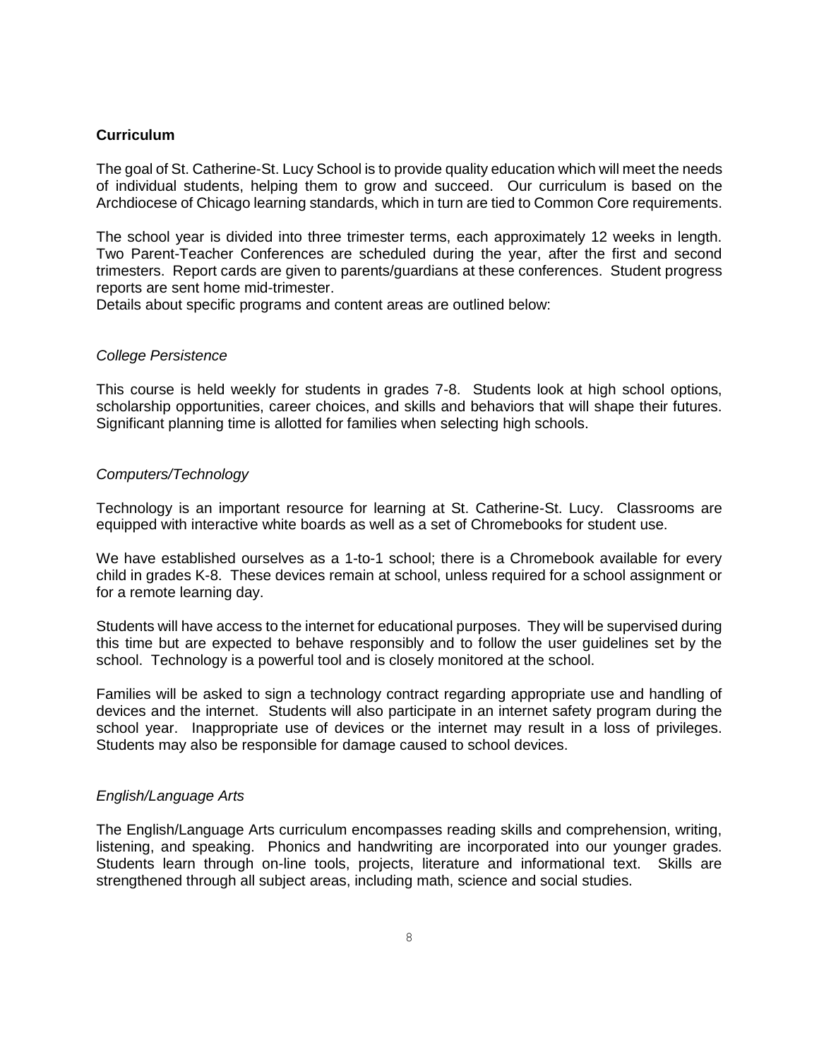## Curriculum

The goal of St. Catherine-St. Lucy School is to provide quality education which will meet the needs of individual students, helping them to grow and succeed. Our curriculum is based on the Archdiocese of Chicago learning standards, which in turn are tied to Common Core requirements.

The school year is divided into three trimester terms, each approximately 12 weeks in length. Two Parent-Teacher Conferences are scheduled during the year, after the first and second trimesters. Report cards are given to parents/guardians at these conferences. Student progress reports are sent home mid-trimester.

Details about specific programs and content areas are outlined below:

### *College Persistence*

This course is held weekly for students in grades 7-8. Students look at high school options, scholarship opportunities, career choices, and skills and behaviors that will shape their futures. Significant planning time is allotted for families when selecting high schools.

### *Computers/Technology*

Technology is an important resource for learning at St. Catherine-St. Lucy. Classrooms are equipped with interactive white boards as well as a set of Chromebooks for student use.

We have established ourselves as a 1-to-1 school; there is a Chromebook available for every child in grades K-8. These devices remain at school, unless required for a school assignment or for a remote learning day.

Students will have access to the internet for educational purposes. They will be supervised during this time but are expected to behave responsibly and to follow the user guidelines set by the school. Technology is a powerful tool and is closely monitored at the school.

Families will be asked to sign a technology contract regarding appropriate use and handling of devices and the internet. Students will also participate in an internet safety program during the school year. Inappropriate use of devices or the internet may result in a loss of privileges. Students may also be responsible for damage caused to school devices.

### *English/Language Arts*

The English/Language Arts curriculum encompasses reading skills and comprehension, writing, listening, and speaking. Phonics and handwriting are incorporated into our younger grades. Students learn through on-line tools, projects, literature and informational text. Skills are strengthened through all subject areas, including math, science and social studies.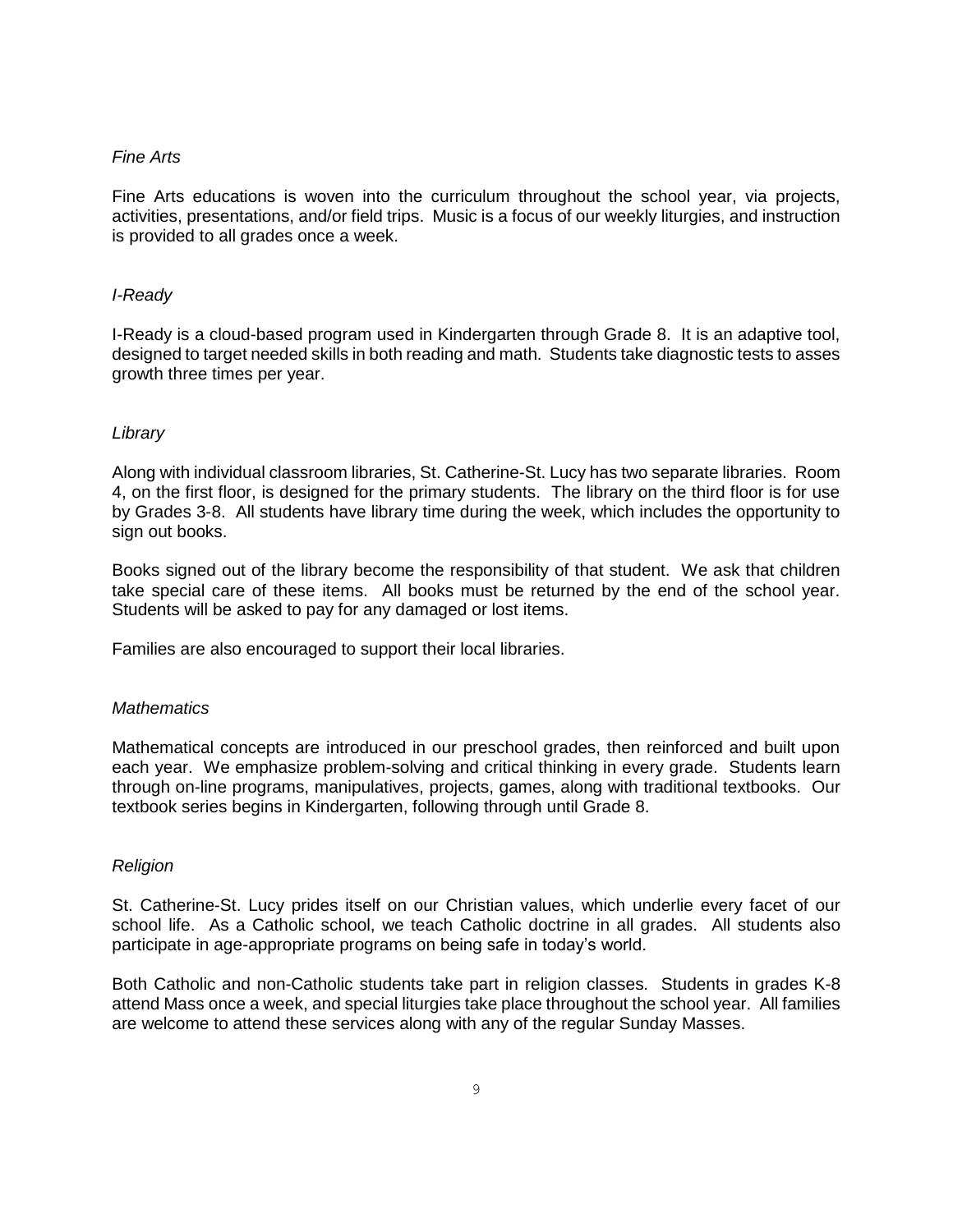*Fine Arts*

Fine Arts educations is woven into the curriculum throughout the school year, via projects, activities, presentations, and/or field trips. Music is a focus of our weekly liturgies, and instruction is provided to all grades once a week.

*I-Ready*

I-Ready is a cloud-based program used in Kindergarten through Grade 8. It is an adaptive tool, designed to target needed skills in both reading and math. Students take diagnostic tests to asses growth three times per year.

*Library*

Along with individual classroom libraries, St. Catherine-St. Lucy has two separate libraries. Room 4, on the first floor, is designed for the primary students. The library on the third floor is for use by Grades 3-8. All students have library time during the week, which includes the opportunity to sign out books.

Books signed out of the library become the responsibility of that student. We ask that children take special care of these items. All books must be returned by the end of the school year. Students will be asked to pay for any damaged or lost items.

Families are also encouraged to support their local libraries.

*Mathematics*

Mathematical concepts are introduced in our preschool grades, then reinforced and built upon each year. We emphasize problem-solving and critical thinking in every grade. Students learn through on-line programs, manipulatives, projects, games, along with traditional textbooks. Our textbook series begins in Kindergarten, following through until Grade 8.

*Religion*

St. Catherine-St. Lucy prides itself on our Christian values, which underlie every facet of our school life. As a Catholic school, we teach Catholic doctrine in all grades. All students also participate in age-appropriate programs on being safe in today's world.

Both Catholic and non-Catholic students take part in religion classes. Students in grades K-8 attend Mass once a week, and special liturgies take place throughout the school year. All families are welcome to attend these services along with any of the regular Sunday Masses.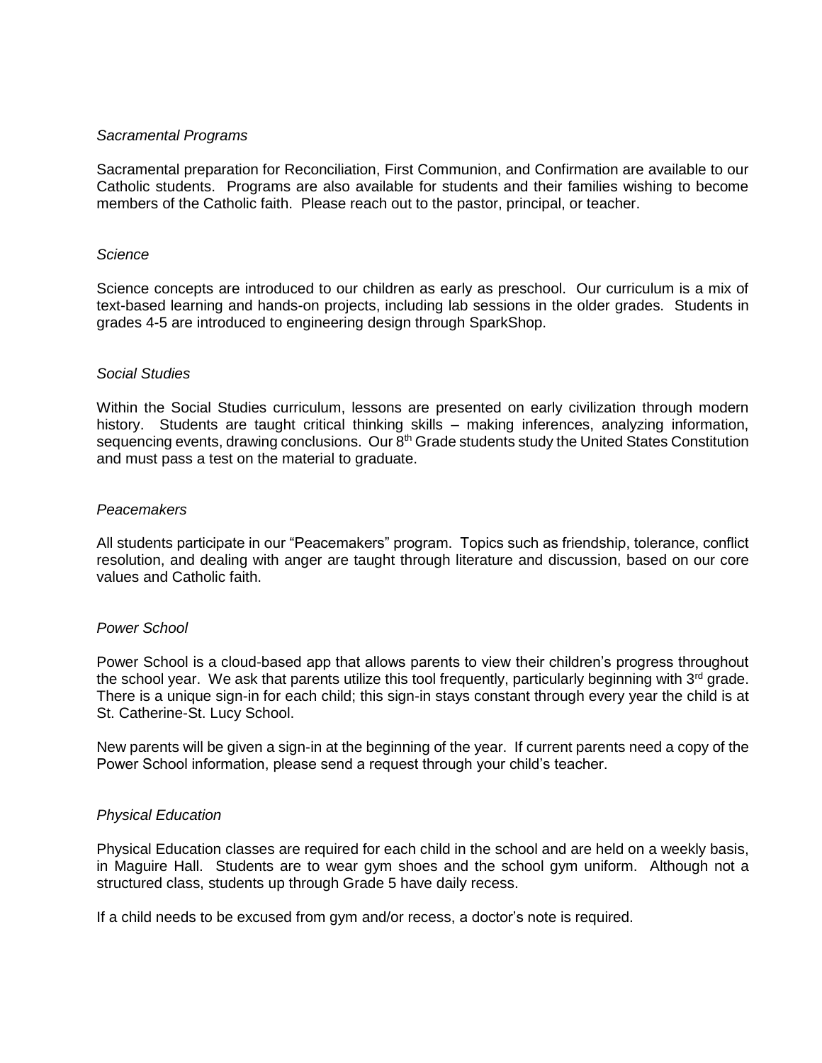*Sacramental Programs*

Sacramental preparation for Reconciliation, First Communion, and Confirmation are available to our Catholic students. Programs are also available for students and their families wishing to become members of the Catholic faith. Please reach out to the pastor, principal, or teacher.

*Science*

Science concepts are introduced to our children as early as preschool. Our curriculum is a mix of text-based learning and hands-on projects, including lab sessions in the older grades. Students in grades 4-5 are introduced to engineering design through SparkShop.

*Social Studies*

Within the Social Studies curriculum, lessons are presented on early civilization through modern history. Students are taught critical thinking skills – making inferences, analyzing information, sequencing events, drawing conclusions. Our 8th Grade students study the United States Constitution and must pass a test on the material to graduate.

*Peacemakers*

All students participate in our "Peacemakers" program. Topics such as friendship, tolerance, conflict resolution, and dealing with anger are taught through literature and discussion, based on our core values and Catholic faith.

*Power School*

Power School is a cloud-based app that allows parents to view their children's progress throughout the school year. We ask that parents utilize this tool frequently, particularly beginning with 3rd grade. There is a unique sign-in for each child; this sign-in stays constant through every year the child is at St. Catherine-St. Lucy School.

New parents will be given a sign-in at the beginning of the year. If current parents need a copy of the Power School information, please send a request through your child's teacher.

*Physical Education*

Physical Education classes are required for each child in the school and are held on a weekly basis, in Maguire Hall. Students are to wear gym shoes and the school gym uniform. Although not a structured class, students up through Grade 5 have daily recess.

If a child needs to be excused from gym and/or recess, a doctor's note is required.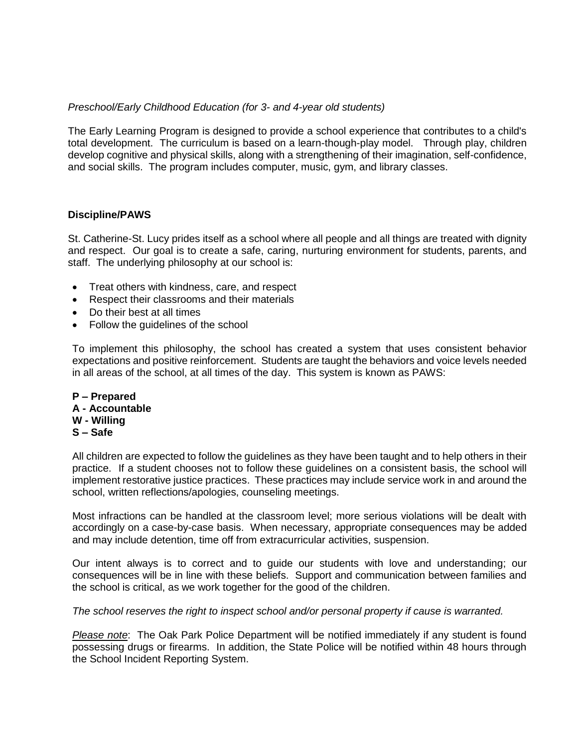*Preschool/Early Childhood Education (for 3- and 4-year old students)*

The Early Learning Program is designed to provide a school experience that contributes to a child's total development. The curriculum is based on a learn-though-play model. Through play, children develop cognitive and physical skills, along with a strengthening of their imagination, self-confidence, and social skills. The program includes computer, music, gym, and library classes.

**Discipline/PAWS**

St. Catherine-St. Lucy prides itself as a school where all people and all things are treated with dignity and respect. Our goal is to create a safe, caring, nurturing environment for students, parents, and staff. The underlying philosophy at our school is:

- Treat others with kindness, care, and respect
- Respect their classrooms and their materials
- Do their best at all times
- Follow the guidelines of the school

To implement this philosophy, the school has created a system that uses consistent behavior expectations and positive reinforcement. Students are taught the behaviors and voice levels needed in all areas of the school, at all times of the day. This system is known as PAWS:

**P – Prepared**
**A - Accountable**
**W - Willing**
**S – Safe**

All children are expected to follow the guidelines as they have been taught and to help others in their practice. If a student chooses not to follow these guidelines on a consistent basis, the school will implement restorative justice practices. These practices may include service work in and around the school, written reflections/apologies, counseling meetings.

Most infractions can be handled at the classroom level; more serious violations will be dealt with accordingly on a case-by-case basis. When necessary, appropriate consequences may be added and may include detention, time off from extracurricular activities, suspension.

Our intent always is to correct and to guide our students with love and understanding; our consequences will be in line with these beliefs. Support and communication between families and the school is critical, as we work together for the good of the children.

*The school reserves the right to inspect school and/or personal property if cause is warranted.*

*Please note*: The Oak Park Police Department will be notified immediately if any student is found possessing drugs or firearms. In addition, the State Police will be notified within 48 hours through the School Incident Reporting System.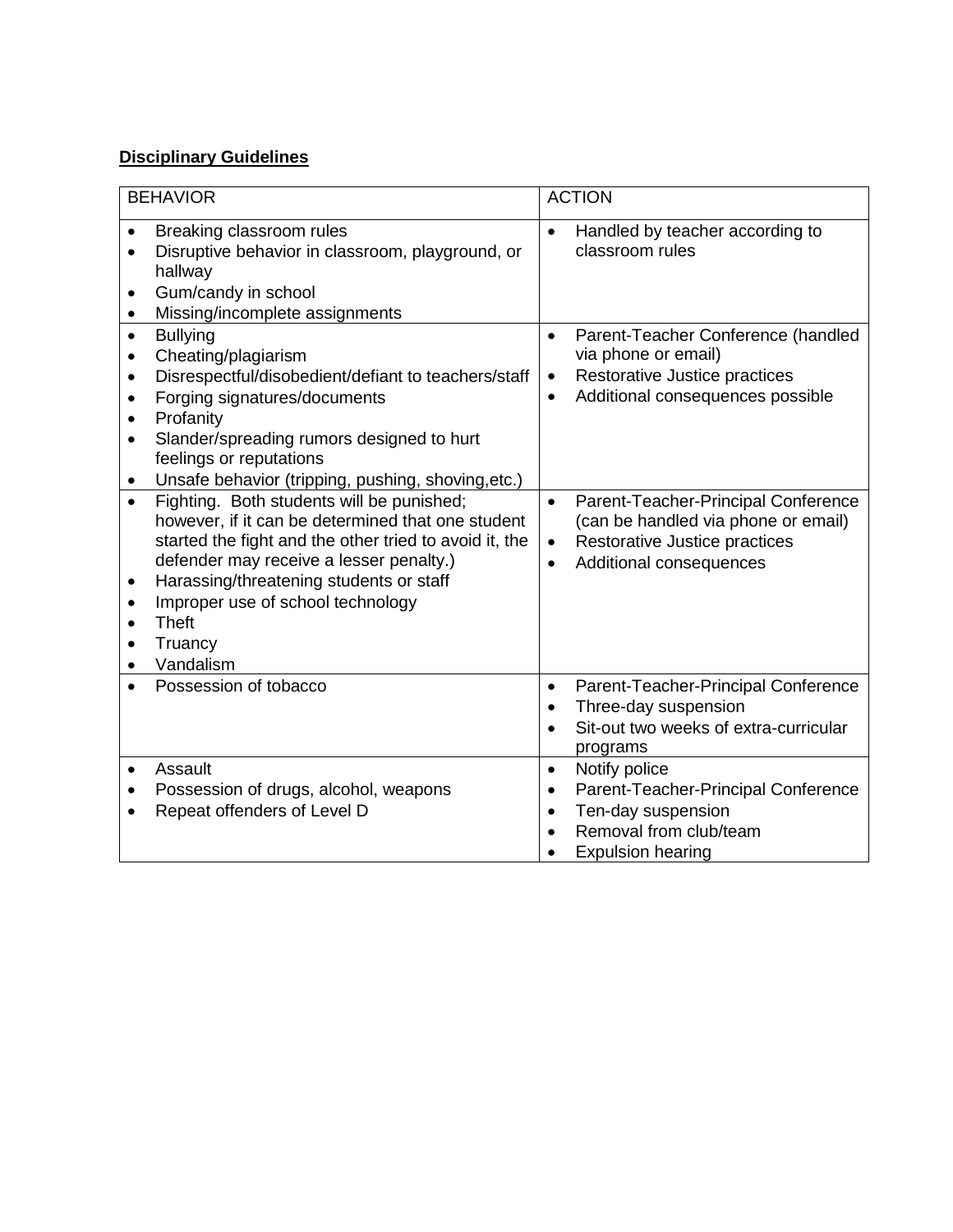**Disciplinary Guidelines**

| BEHAVIOR | ACTION |
|---|---|
| • Breaking classroom rules<br>• Disruptive behavior in classroom, playground, or hallway<br>• Gum/candy in school<br>• Missing/incomplete assignments | • Handled by teacher according to classroom rules |
| • Bullying<br>• Cheating/plagiarism<br>• Disrespectful/disobedient/defiant to teachers/staff<br>• Forging signatures/documents<br>• Profanity<br>• Slander/spreading rumors designed to hurt feelings or reputations<br>• Unsafe behavior (tripping, pushing, shoving,etc.) | • Parent-Teacher Conference (handled via phone or email)<br>• Restorative Justice practices<br>• Additional consequences possible |
| • Fighting. Both students will be punished; however, if it can be determined that one student started the fight and the other tried to avoid it, the defender may receive a lesser penalty.)<br>• Harassing/threatening students or staff<br>• Improper use of school technology<br>• Theft<br>• Truancy<br>• Vandalism | • Parent-Teacher-Principal Conference (can be handled via phone or email)<br>• Restorative Justice practices<br>• Additional consequences |
| • Possession of tobacco | • Parent-Teacher-Principal Conference<br>• Three-day suspension<br>• Sit-out two weeks of extra-curricular programs |
| • Assault<br>• Possession of drugs, alcohol, weapons<br>• Repeat offenders of Level D | • Notify police<br>• Parent-Teacher-Principal Conference<br>• Ten-day suspension<br>• Removal from club/team<br>• Expulsion hearing |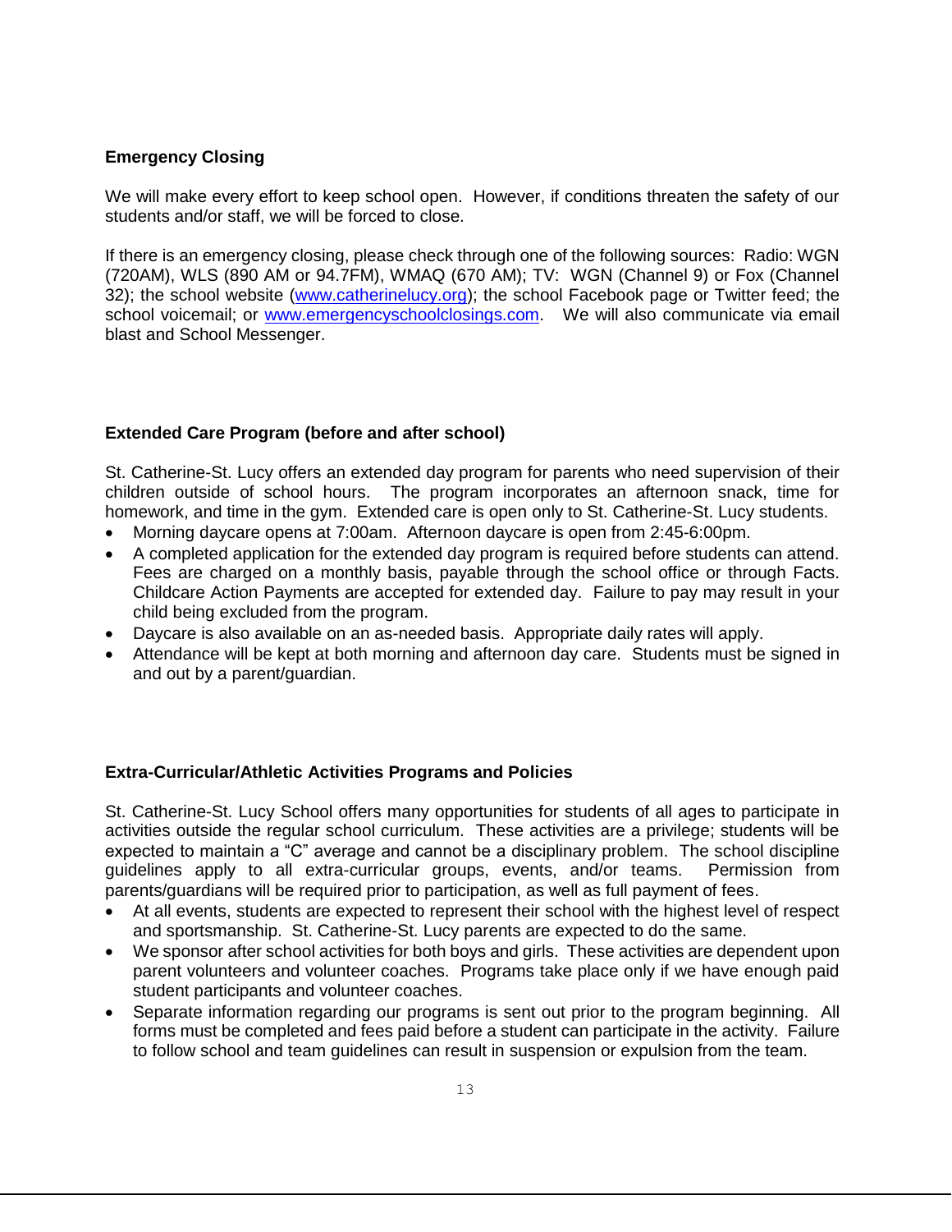**Emergency Closing**

We will make every effort to keep school open. However, if conditions threaten the safety of our students and/or staff, we will be forced to close.

If there is an emergency closing, please check through one of the following sources: Radio: WGN (720AM), WLS (890 AM or 94.7FM), WMAQ (670 AM); TV: WGN (Channel 9) or Fox (Channel 32); the school website ([www.catherinelucy.org](http://www.catherinelucy.org)); the school Facebook page or Twitter feed; the school voicemail; or [www.emergencyschoolclosings.com](http://www.emergencyschoolclosings.com). We will also communicate via email blast and School Messenger.

**Extended Care Program (before and after school)**

St. Catherine-St. Lucy offers an extended day program for parents who need supervision of their children outside of school hours. The program incorporates an afternoon snack, time for homework, and time in the gym. Extended care is open only to St. Catherine-St. Lucy students.

- Morning daycare opens at 7:00am. Afternoon daycare is open from 2:45-6:00pm.
- A completed application for the extended day program is required before students can attend. Fees are charged on a monthly basis, payable through the school office or through Facts. Childcare Action Payments are accepted for extended day. Failure to pay may result in your child being excluded from the program.
- Daycare is also available on an as-needed basis. Appropriate daily rates will apply.
- Attendance will be kept at both morning and afternoon day care. Students must be signed in and out by a parent/guardian.

**Extra-Curricular/Athletic Activities Programs and Policies**

St. Catherine-St. Lucy School offers many opportunities for students of all ages to participate in activities outside the regular school curriculum. These activities are a privilege; students will be expected to maintain a "C" average and cannot be a disciplinary problem. The school discipline guidelines apply to all extra-curricular groups, events, and/or teams. Permission from parents/guardians will be required prior to participation, as well as full payment of fees.

- At all events, students are expected to represent their school with the highest level of respect and sportsmanship. St. Catherine-St. Lucy parents are expected to do the same.
- We sponsor after school activities for both boys and girls. These activities are dependent upon parent volunteers and volunteer coaches. Programs take place only if we have enough paid student participants and volunteer coaches.
- Separate information regarding our programs is sent out prior to the program beginning. All forms must be completed and fees paid before a student can participate in the activity. Failure to follow school and team guidelines can result in suspension or expulsion from the team.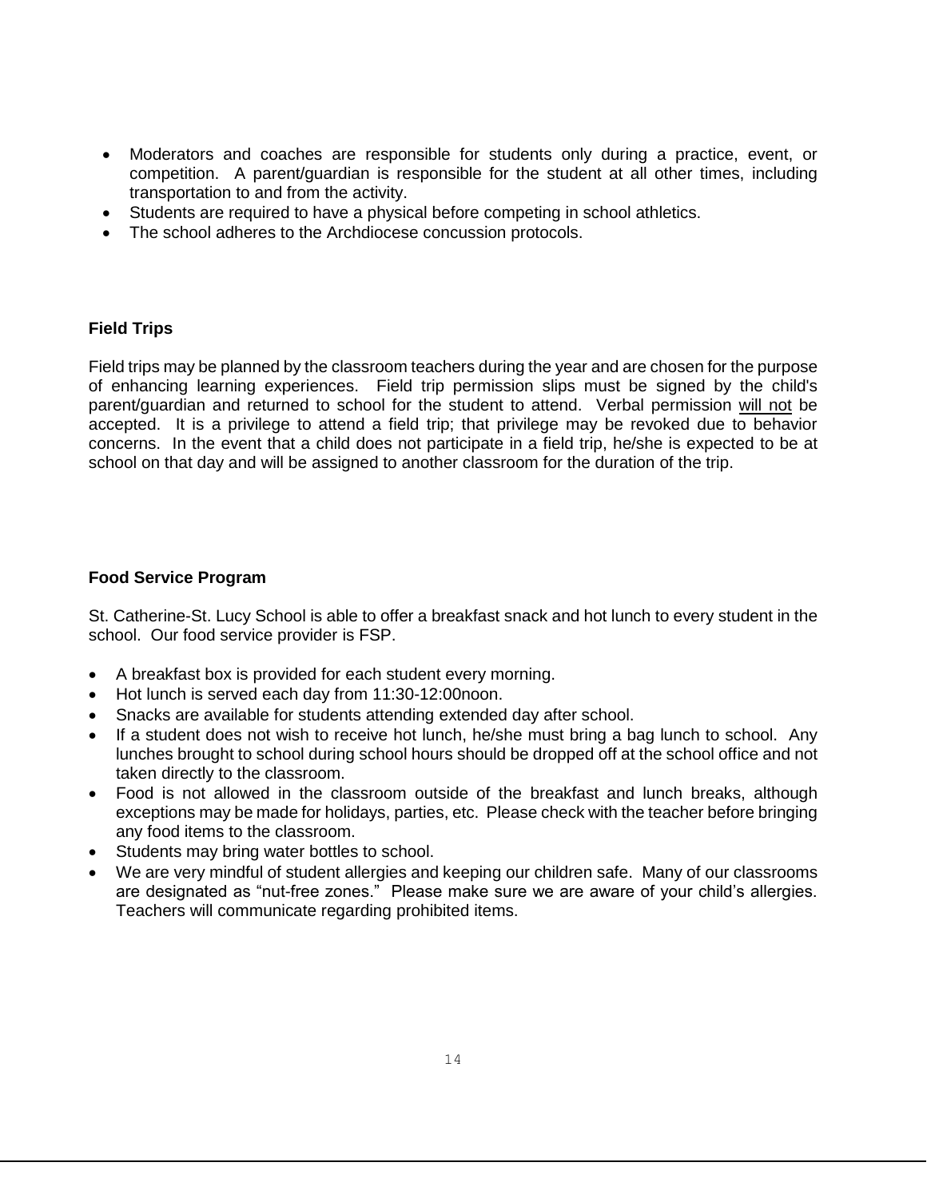- Moderators and coaches are responsible for students only during a practice, event, or competition. A parent/guardian is responsible for the student at all other times, including transportation to and from the activity.
- Students are required to have a physical before competing in school athletics.
- The school adheres to the Archdiocese concussion protocols.

**Field Trips**

Field trips may be planned by the classroom teachers during the year and are chosen for the purpose of enhancing learning experiences. Field trip permission slips must be signed by the child's parent/guardian and returned to school for the student to attend. Verbal permission <u>will not</u> be accepted. It is a privilege to attend a field trip; that privilege may be revoked due to behavior concerns. In the event that a child does not participate in a field trip, he/she is expected to be at school on that day and will be assigned to another classroom for the duration of the trip.

**Food Service Program**

St. Catherine-St. Lucy School is able to offer a breakfast snack and hot lunch to every student in the school. Our food service provider is FSP.

- A breakfast box is provided for each student every morning.
- Hot lunch is served each day from 11:30-12:00noon.
- Snacks are available for students attending extended day after school.
- If a student does not wish to receive hot lunch, he/she must bring a bag lunch to school. Any lunches brought to school during school hours should be dropped off at the school office and not taken directly to the classroom.
- Food is not allowed in the classroom outside of the breakfast and lunch breaks, although exceptions may be made for holidays, parties, etc. Please check with the teacher before bringing any food items to the classroom.
- Students may bring water bottles to school.
- We are very mindful of student allergies and keeping our children safe. Many of our classrooms are designated as "nut-free zones." Please make sure we are aware of your child's allergies. Teachers will communicate regarding prohibited items.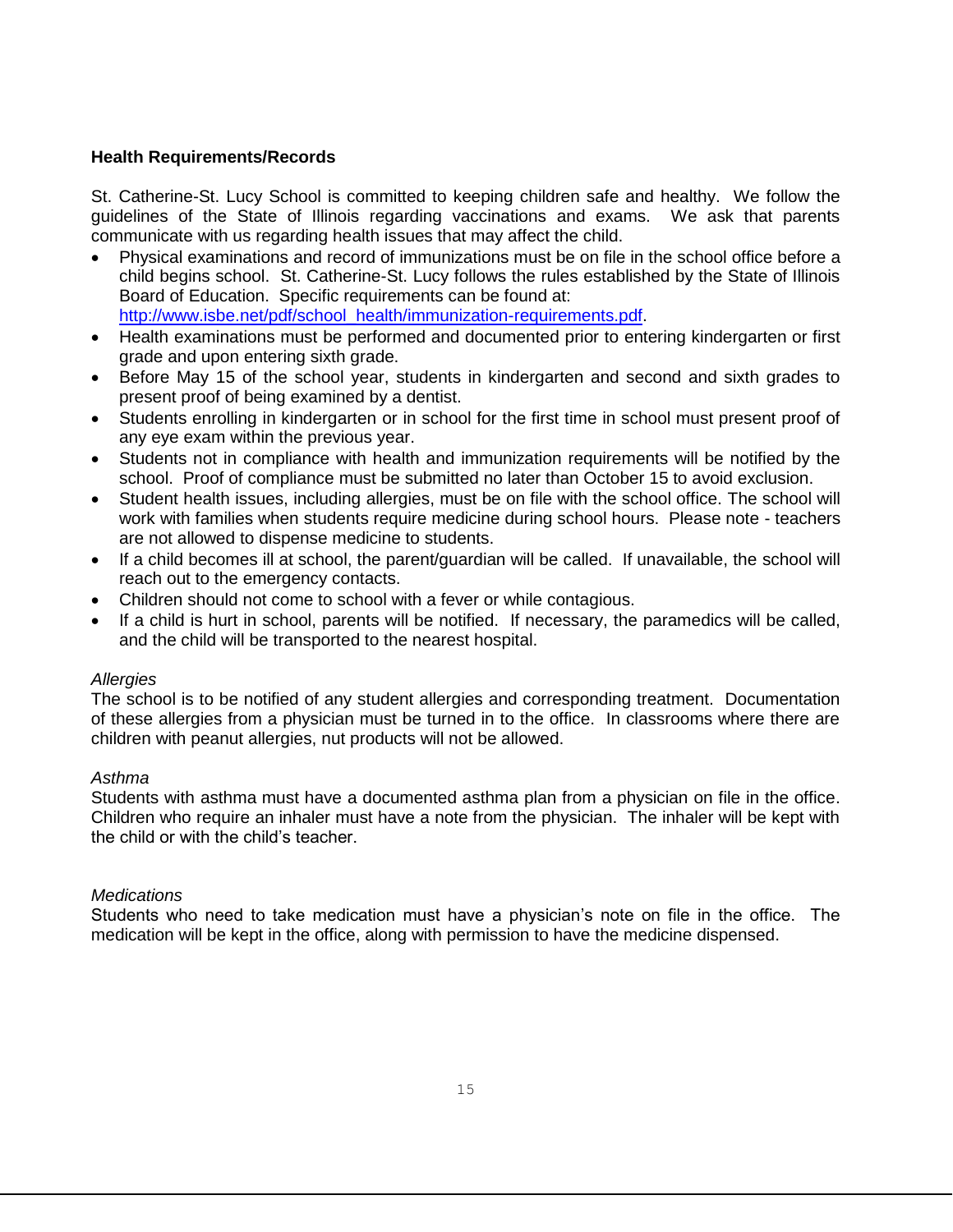**Health Requirements/Records**

St. Catherine-St. Lucy School is committed to keeping children safe and healthy. We follow the guidelines of the State of Illinois regarding vaccinations and exams. We ask that parents communicate with us regarding health issues that may affect the child.

- Physical examinations and record of immunizations must be on file in the school office before a child begins school. St. Catherine-St. Lucy follows the rules established by the State of Illinois Board of Education. Specific requirements can be found at: [http://www.isbe.net/pdf/school_health/immunization-requirements.pdf](http://www.isbe.net/pdf/school_health/immunization-requirements.pdf).
- Health examinations must be performed and documented prior to entering kindergarten or first grade and upon entering sixth grade.
- Before May 15 of the school year, students in kindergarten and second and sixth grades to present proof of being examined by a dentist.
- Students enrolling in kindergarten or in school for the first time in school must present proof of any eye exam within the previous year.
- Students not in compliance with health and immunization requirements will be notified by the school. Proof of compliance must be submitted no later than October 15 to avoid exclusion.
- Student health issues, including allergies, must be on file with the school office. The school will work with families when students require medicine during school hours. Please note - teachers are not allowed to dispense medicine to students.
- If a child becomes ill at school, the parent/guardian will be called. If unavailable, the school will reach out to the emergency contacts.
- Children should not come to school with a fever or while contagious.
- If a child is hurt in school, parents will be notified. If necessary, the paramedics will be called, and the child will be transported to the nearest hospital.

*Allergies*

The school is to be notified of any student allergies and corresponding treatment. Documentation of these allergies from a physician must be turned in to the office. In classrooms where there are children with peanut allergies, nut products will not be allowed.

*Asthma*

Students with asthma must have a documented asthma plan from a physician on file in the office. Children who require an inhaler must have a note from the physician. The inhaler will be kept with the child or with the child's teacher.

*Medications*

Students who need to take medication must have a physician's note on file in the office. The medication will be kept in the office, along with permission to have the medicine dispensed.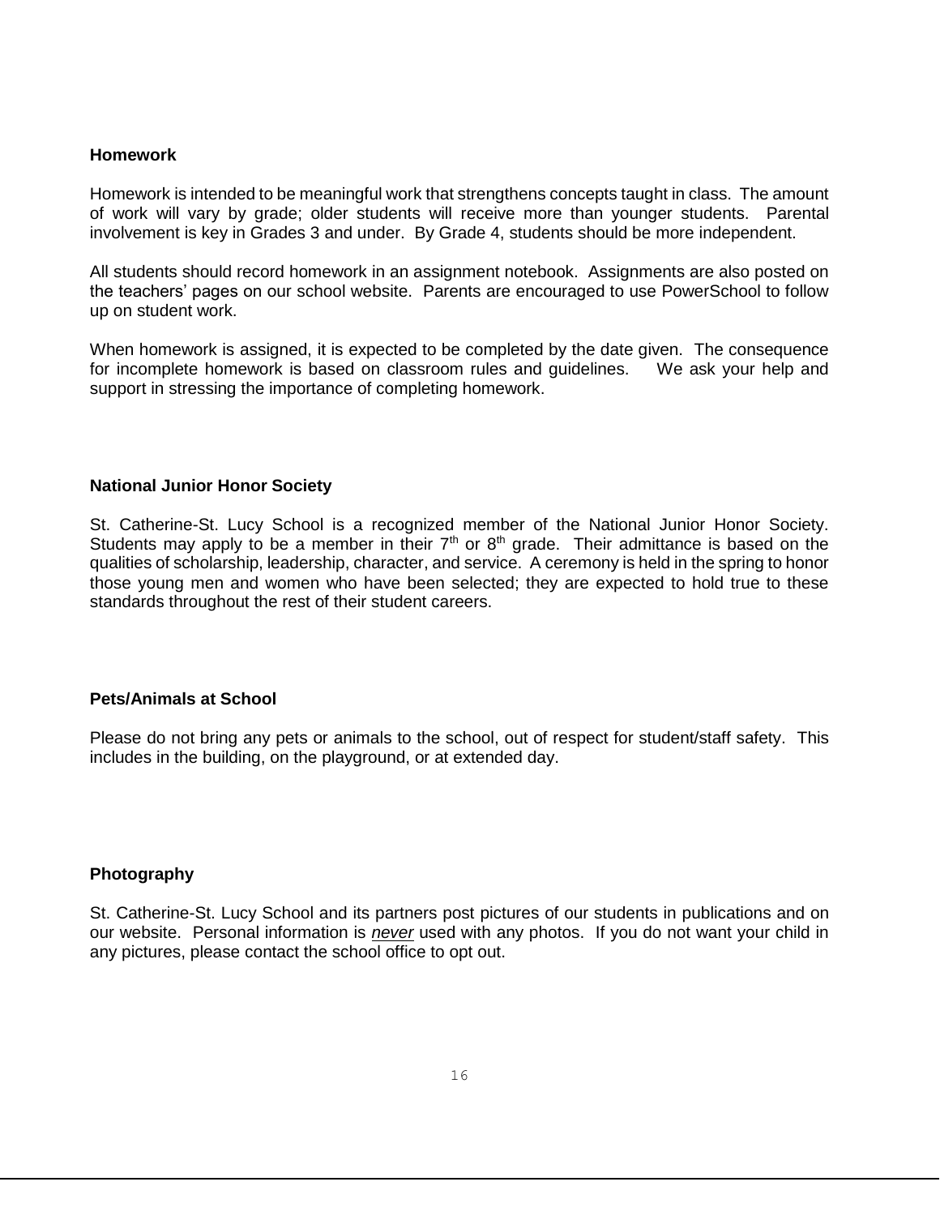### Homework

Homework is intended to be meaningful work that strengthens concepts taught in class. The amount of work will vary by grade; older students will receive more than younger students. Parental involvement is key in Grades 3 and under. By Grade 4, students should be more independent.

All students should record homework in an assignment notebook. Assignments are also posted on the teachers' pages on our school website. Parents are encouraged to use PowerSchool to follow up on student work.

When homework is assigned, it is expected to be completed by the date given. The consequence for incomplete homework is based on classroom rules and guidelines. We ask your help and support in stressing the importance of completing homework.

### National Junior Honor Society

St. Catherine-St. Lucy School is a recognized member of the National Junior Honor Society. Students may apply to be a member in their 7th or 8th grade. Their admittance is based on the qualities of scholarship, leadership, character, and service. A ceremony is held in the spring to honor those young men and women who have been selected; they are expected to hold true to these standards throughout the rest of their student careers.

### Pets/Animals at School

Please do not bring any pets or animals to the school, out of respect for student/staff safety. This includes in the building, on the playground, or at extended day.

### Photography

St. Catherine-St. Lucy School and its partners post pictures of our students in publications and on our website. Personal information is ***never*** used with any photos. If you do not want your child in any pictures, please contact the school office to opt out.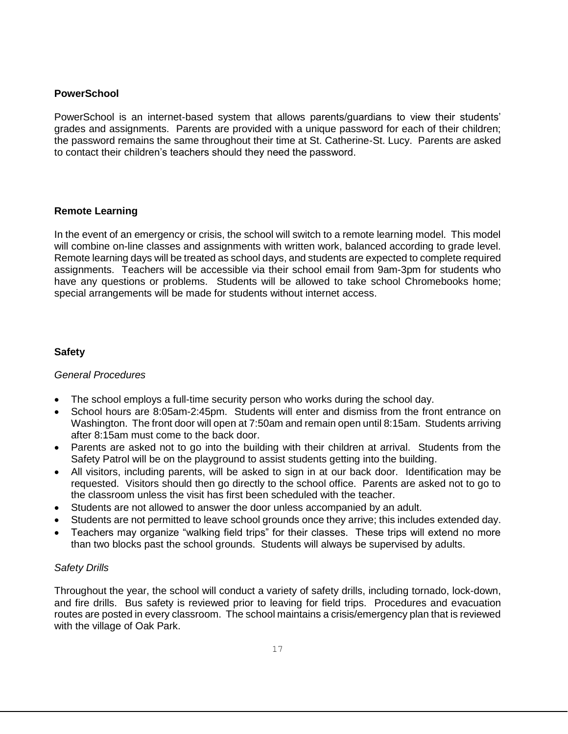## PowerSchool

PowerSchool is an internet-based system that allows parents/guardians to view their students' grades and assignments. Parents are provided with a unique password for each of their children; the password remains the same throughout their time at St. Catherine-St. Lucy. Parents are asked to contact their children's teachers should they need the password.

## Remote Learning

In the event of an emergency or crisis, the school will switch to a remote learning model. This model will combine on-line classes and assignments with written work, balanced according to grade level. Remote learning days will be treated as school days, and students are expected to complete required assignments. Teachers will be accessible via their school email from 9am-3pm for students who have any questions or problems. Students will be allowed to take school Chromebooks home; special arrangements will be made for students without internet access.

## Safety

*General Procedures*

- The school employs a full-time security person who works during the school day.
- School hours are 8:05am-2:45pm. Students will enter and dismiss from the front entrance on Washington. The front door will open at 7:50am and remain open until 8:15am. Students arriving after 8:15am must come to the back door.
- Parents are asked not to go into the building with their children at arrival. Students from the Safety Patrol will be on the playground to assist students getting into the building.
- All visitors, including parents, will be asked to sign in at our back door. Identification may be requested. Visitors should then go directly to the school office. Parents are asked not to go to the classroom unless the visit has first been scheduled with the teacher.
- Students are not allowed to answer the door unless accompanied by an adult.
- Students are not permitted to leave school grounds once they arrive; this includes extended day.
- Teachers may organize "walking field trips" for their classes. These trips will extend no more than two blocks past the school grounds. Students will always be supervised by adults.

*Safety Drills*

Throughout the year, the school will conduct a variety of safety drills, including tornado, lock-down, and fire drills. Bus safety is reviewed prior to leaving for field trips. Procedures and evacuation routes are posted in every classroom. The school maintains a crisis/emergency plan that is reviewed with the village of Oak Park.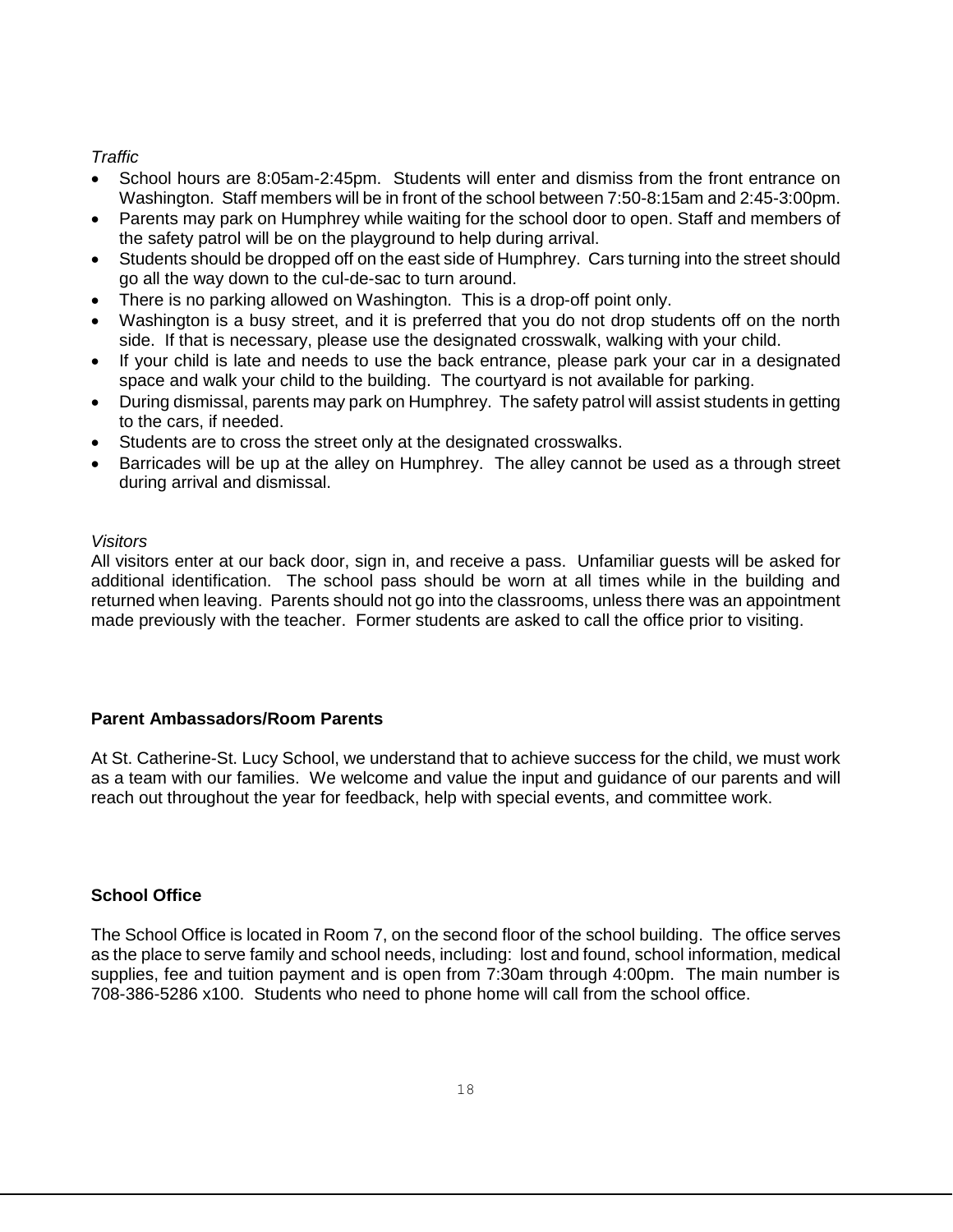*Traffic*

- School hours are 8:05am-2:45pm. Students will enter and dismiss from the front entrance on Washington. Staff members will be in front of the school between 7:50-8:15am and 2:45-3:00pm.
- Parents may park on Humphrey while waiting for the school door to open. Staff and members of the safety patrol will be on the playground to help during arrival.
- Students should be dropped off on the east side of Humphrey. Cars turning into the street should go all the way down to the cul-de-sac to turn around.
- There is no parking allowed on Washington. This is a drop-off point only.
- Washington is a busy street, and it is preferred that you do not drop students off on the north side. If that is necessary, please use the designated crosswalk, walking with your child.
- If your child is late and needs to use the back entrance, please park your car in a designated space and walk your child to the building. The courtyard is not available for parking.
- During dismissal, parents may park on Humphrey. The safety patrol will assist students in getting to the cars, if needed.
- Students are to cross the street only at the designated crosswalks.
- Barricades will be up at the alley on Humphrey. The alley cannot be used as a through street during arrival and dismissal.

*Visitors*

All visitors enter at our back door, sign in, and receive a pass. Unfamiliar guests will be asked for additional identification. The school pass should be worn at all times while in the building and returned when leaving. Parents should not go into the classrooms, unless there was an appointment made previously with the teacher. Former students are asked to call the office prior to visiting.

**Parent Ambassadors/Room Parents**

At St. Catherine-St. Lucy School, we understand that to achieve success for the child, we must work as a team with our families. We welcome and value the input and guidance of our parents and will reach out throughout the year for feedback, help with special events, and committee work.

**School Office**

The School Office is located in Room 7, on the second floor of the school building. The office serves as the place to serve family and school needs, including: lost and found, school information, medical supplies, fee and tuition payment and is open from 7:30am through 4:00pm. The main number is 708-386-5286 x100. Students who need to phone home will call from the school office.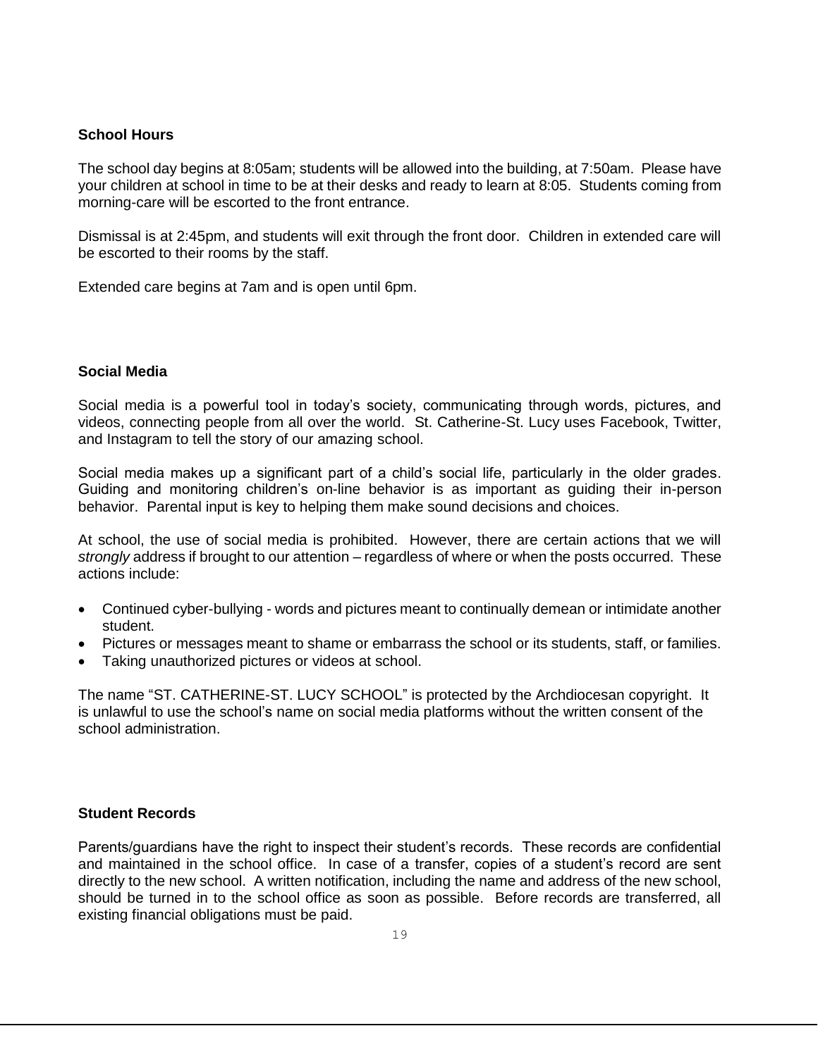## School Hours

The school day begins at 8:05am; students will be allowed into the building, at 7:50am. Please have your children at school in time to be at their desks and ready to learn at 8:05. Students coming from morning-care will be escorted to the front entrance.

Dismissal is at 2:45pm, and students will exit through the front door. Children in extended care will be escorted to their rooms by the staff.

Extended care begins at 7am and is open until 6pm.

## Social Media

Social media is a powerful tool in today's society, communicating through words, pictures, and videos, connecting people from all over the world. St. Catherine-St. Lucy uses Facebook, Twitter, and Instagram to tell the story of our amazing school.

Social media makes up a significant part of a child's social life, particularly in the older grades. Guiding and monitoring children's on-line behavior is as important as guiding their in-person behavior. Parental input is key to helping them make sound decisions and choices.

At school, the use of social media is prohibited. However, there are certain actions that we will *strongly* address if brought to our attention – regardless of where or when the posts occurred. These actions include:

- Continued cyber-bullying - words and pictures meant to continually demean or intimidate another student.
- Pictures or messages meant to shame or embarrass the school or its students, staff, or families.
- Taking unauthorized pictures or videos at school.

The name "ST. CATHERINE-ST. LUCY SCHOOL" is protected by the Archdiocesan copyright. It is unlawful to use the school's name on social media platforms without the written consent of the school administration.

## Student Records

Parents/guardians have the right to inspect their student's records. These records are confidential and maintained in the school office. In case of a transfer, copies of a student's record are sent directly to the new school. A written notification, including the name and address of the new school, should be turned in to the school office as soon as possible. Before records are transferred, all existing financial obligations must be paid.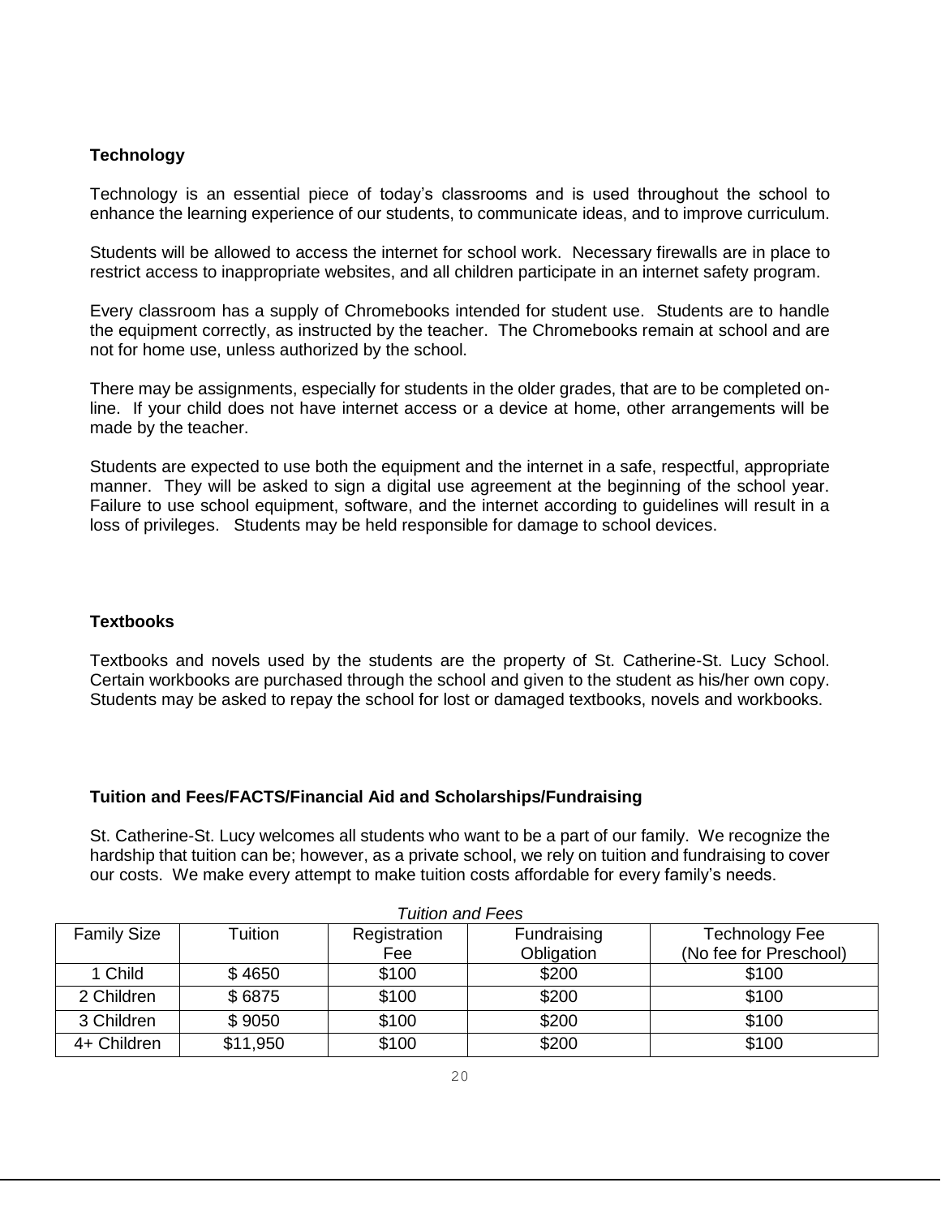### Technology

Technology is an essential piece of today's classrooms and is used throughout the school to enhance the learning experience of our students, to communicate ideas, and to improve curriculum.

Students will be allowed to access the internet for school work. Necessary firewalls are in place to restrict access to inappropriate websites, and all children participate in an internet safety program.

Every classroom has a supply of Chromebooks intended for student use. Students are to handle the equipment correctly, as instructed by the teacher. The Chromebooks remain at school and are not for home use, unless authorized by the school.

There may be assignments, especially for students in the older grades, that are to be completed on-line. If your child does not have internet access or a device at home, other arrangements will be made by the teacher.

Students are expected to use both the equipment and the internet in a safe, respectful, appropriate manner. They will be asked to sign a digital use agreement at the beginning of the school year. Failure to use school equipment, software, and the internet according to guidelines will result in a loss of privileges. Students may be held responsible for damage to school devices.

### Textbooks

Textbooks and novels used by the students are the property of St. Catherine-St. Lucy School. Certain workbooks are purchased through the school and given to the student as his/her own copy. Students may be asked to repay the school for lost or damaged textbooks, novels and workbooks.

### Tuition and Fees/FACTS/Financial Aid and Scholarships/Fundraising

St. Catherine-St. Lucy welcomes all students who want to be a part of our family. We recognize the hardship that tuition can be; however, as a private school, we rely on tuition and fundraising to cover our costs. We make every attempt to make tuition costs affordable for every family's needs.

*Tuition and Fees*

| Family Size | Tuition | Registration Fee | Fundraising Obligation | Technology Fee (No fee for Preschool) |
|---|---|---|---|---|
| 1 Child | $ 4650 | $100 | $200 | $100 |
| 2 Children | $ 6875 | $100 | $200 | $100 |
| 3 Children | $ 9050 | $100 | $200 | $100 |
| 4+ Children | $11,950 | $100 | $200 | $100 |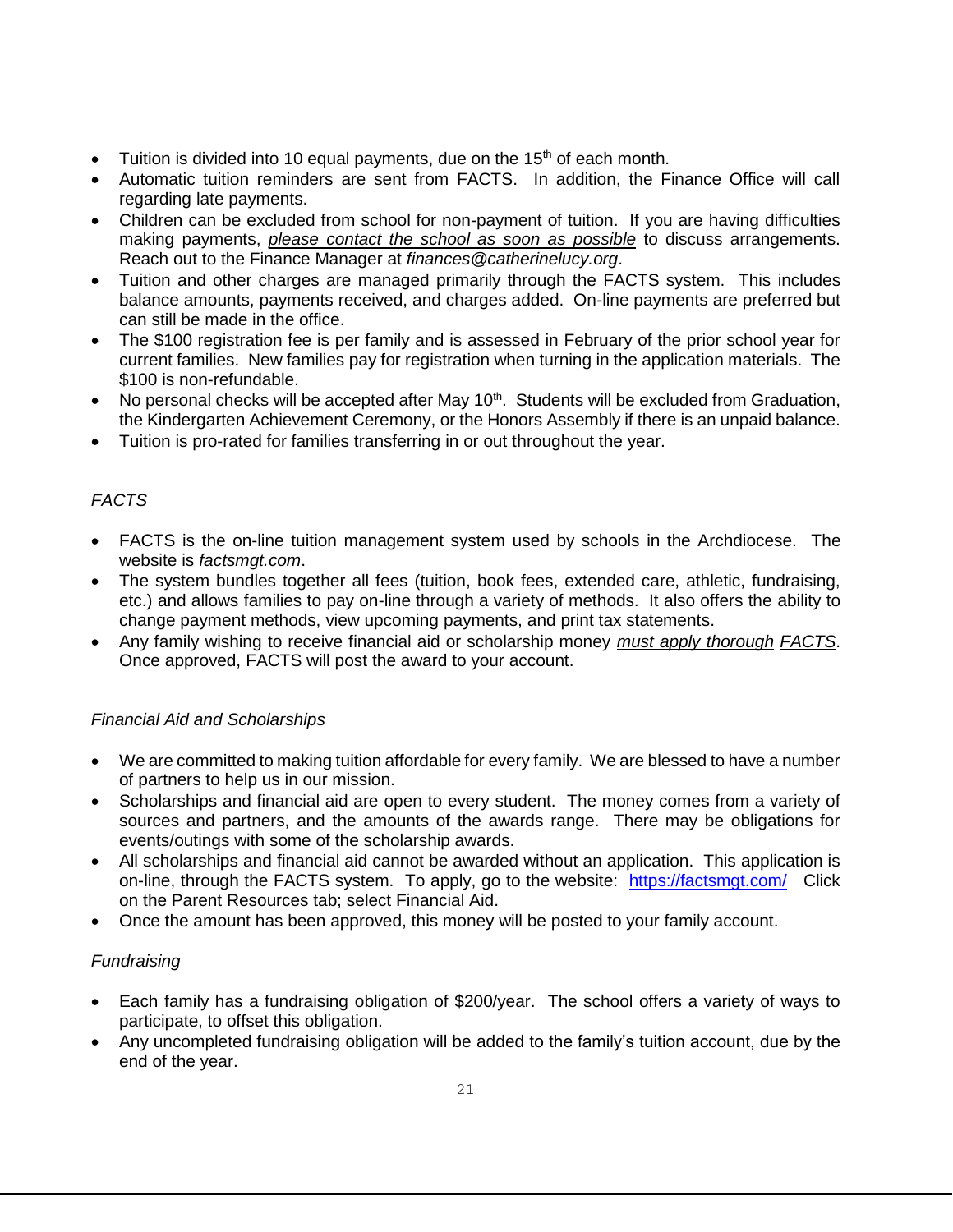- Tuition is divided into 10 equal payments, due on the 15th of each month.
- Automatic tuition reminders are sent from FACTS. In addition, the Finance Office will call regarding late payments.
- Children can be excluded from school for non-payment of tuition. If you are having difficulties making payments, ***please contact the school as soon as possible*** to discuss arrangements. Reach out to the Finance Manager at *finances@catherinelucy.org*.
- Tuition and other charges are managed primarily through the FACTS system. This includes balance amounts, payments received, and charges added. On-line payments are preferred but can still be made in the office.
- The $100 registration fee is per family and is assessed in February of the prior school year for current families. New families pay for registration when turning in the application materials. The $100 is non-refundable.
- No personal checks will be accepted after May 10th. Students will be excluded from Graduation, the Kindergarten Achievement Ceremony, or the Honors Assembly if there is an unpaid balance.
- Tuition is pro-rated for families transferring in or out throughout the year.

*FACTS*

- FACTS is the on-line tuition management system used by schools in the Archdiocese. The website is *factsmgt.com*.
- The system bundles together all fees (tuition, book fees, extended care, athletic, fundraising, etc.) and allows families to pay on-line through a variety of methods. It also offers the ability to change payment methods, view upcoming payments, and print tax statements.
- Any family wishing to receive financial aid or scholarship money ***must apply thorough FACTS***. Once approved, FACTS will post the award to your account.

*Financial Aid and Scholarships*

- We are committed to making tuition affordable for every family. We are blessed to have a number of partners to help us in our mission.
- Scholarships and financial aid are open to every student. The money comes from a variety of sources and partners, and the amounts of the awards range. There may be obligations for events/outings with some of the scholarship awards.
- All scholarships and financial aid cannot be awarded without an application. This application is on-line, through the FACTS system. To apply, go to the website: https://factsmgt.com/ Click on the Parent Resources tab; select Financial Aid.
- Once the amount has been approved, this money will be posted to your family account.

*Fundraising*

- Each family has a fundraising obligation of $200/year. The school offers a variety of ways to participate, to offset this obligation.
- Any uncompleted fundraising obligation will be added to the family's tuition account, due by the end of the year.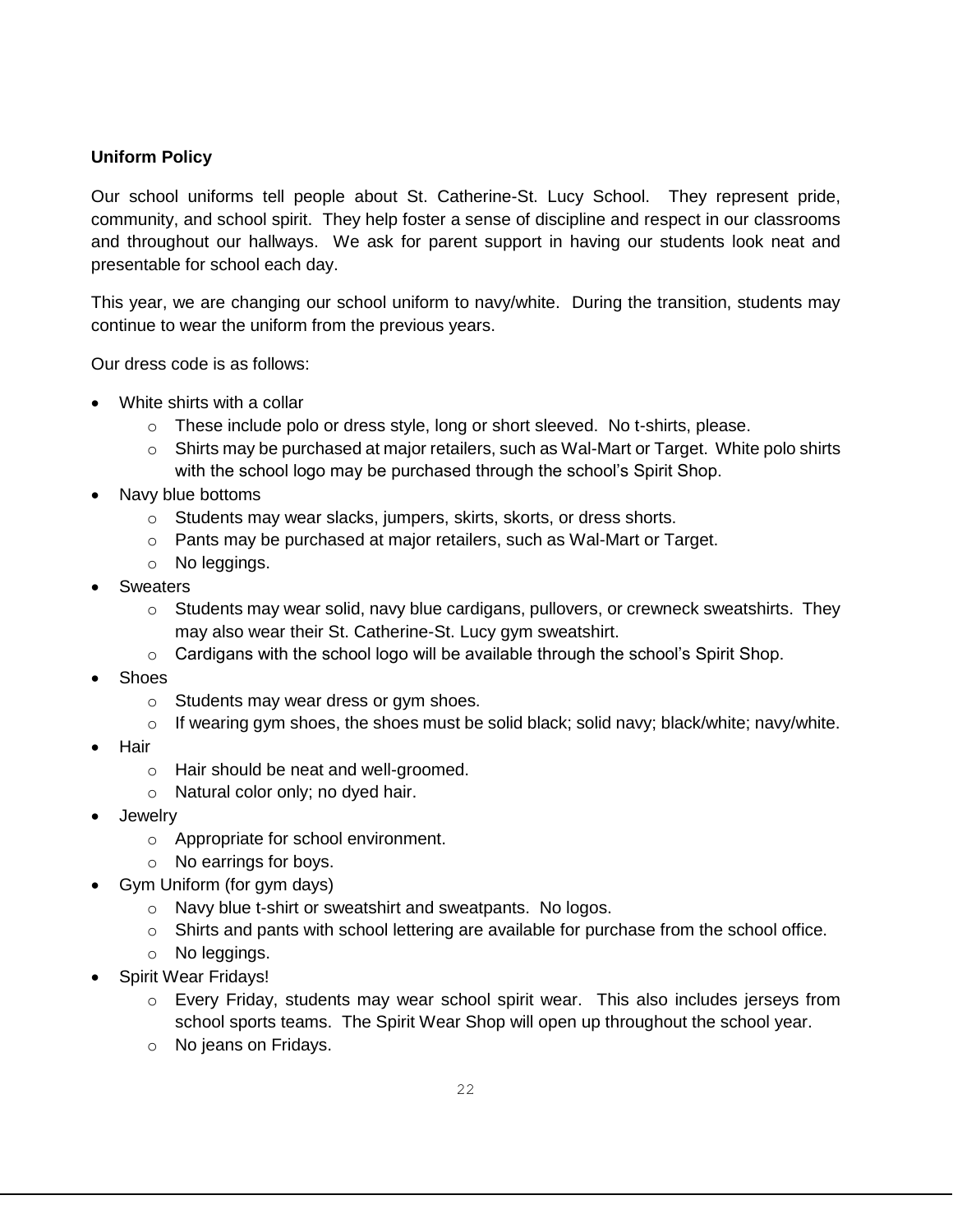## Uniform Policy

Our school uniforms tell people about St. Catherine-St. Lucy School. They represent pride, community, and school spirit. They help foster a sense of discipline and respect in our classrooms and throughout our hallways. We ask for parent support in having our students look neat and presentable for school each day.

This year, we are changing our school uniform to navy/white. During the transition, students may continue to wear the uniform from the previous years.

Our dress code is as follows:

- White shirts with a collar
  - These include polo or dress style, long or short sleeved. No t-shirts, please.
  - Shirts may be purchased at major retailers, such as Wal-Mart or Target. White polo shirts with the school logo may be purchased through the school's Spirit Shop.
- Navy blue bottoms
  - Students may wear slacks, jumpers, skirts, skorts, or dress shorts.
  - Pants may be purchased at major retailers, such as Wal-Mart or Target.
  - No leggings.
- Sweaters
  - Students may wear solid, navy blue cardigans, pullovers, or crewneck sweatshirts. They may also wear their St. Catherine-St. Lucy gym sweatshirt.
  - Cardigans with the school logo will be available through the school's Spirit Shop.
- Shoes
  - Students may wear dress or gym shoes.
  - If wearing gym shoes, the shoes must be solid black; solid navy; black/white; navy/white.
- Hair
  - Hair should be neat and well-groomed.
  - Natural color only; no dyed hair.
- Jewelry
  - Appropriate for school environment.
  - No earrings for boys.
- Gym Uniform (for gym days)
  - Navy blue t-shirt or sweatshirt and sweatpants. No logos.
  - Shirts and pants with school lettering are available for purchase from the school office.
  - No leggings.
- Spirit Wear Fridays!
  - Every Friday, students may wear school spirit wear. This also includes jerseys from school sports teams. The Spirit Wear Shop will open up throughout the school year.
  - No jeans on Fridays.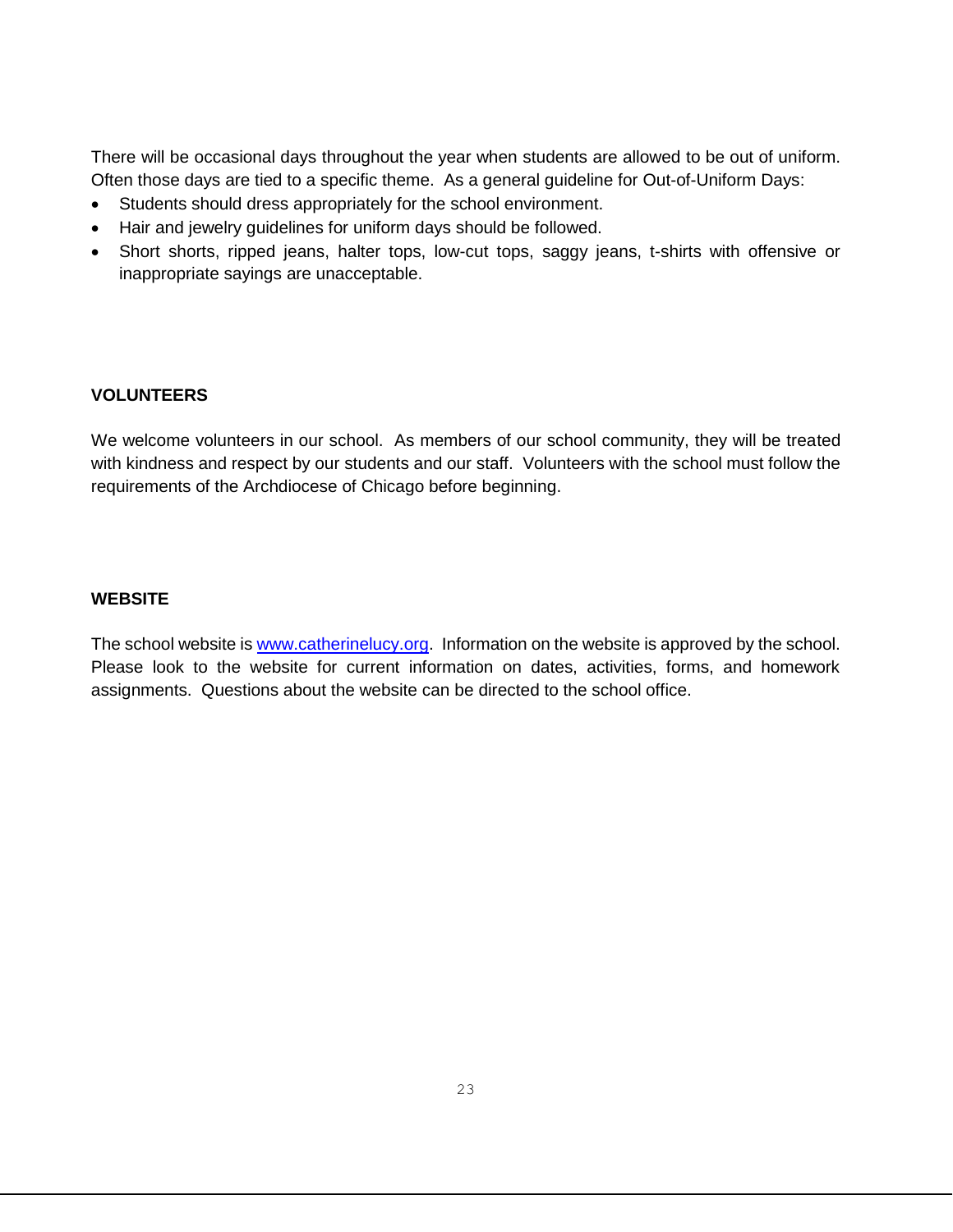There will be occasional days throughout the year when students are allowed to be out of uniform. Often those days are tied to a specific theme. As a general guideline for Out-of-Uniform Days:

- Students should dress appropriately for the school environment.
- Hair and jewelry guidelines for uniform days should be followed.
- Short shorts, ripped jeans, halter tops, low-cut tops, saggy jeans, t-shirts with offensive or inappropriate sayings are unacceptable.

**VOLUNTEERS**

We welcome volunteers in our school. As members of our school community, they will be treated with kindness and respect by our students and our staff. Volunteers with the school must follow the requirements of the Archdiocese of Chicago before beginning.

**WEBSITE**

The school website is [www.catherinelucy.org](http://www.catherinelucy.org). Information on the website is approved by the school. Please look to the website for current information on dates, activities, forms, and homework assignments. Questions about the website can be directed to the school office.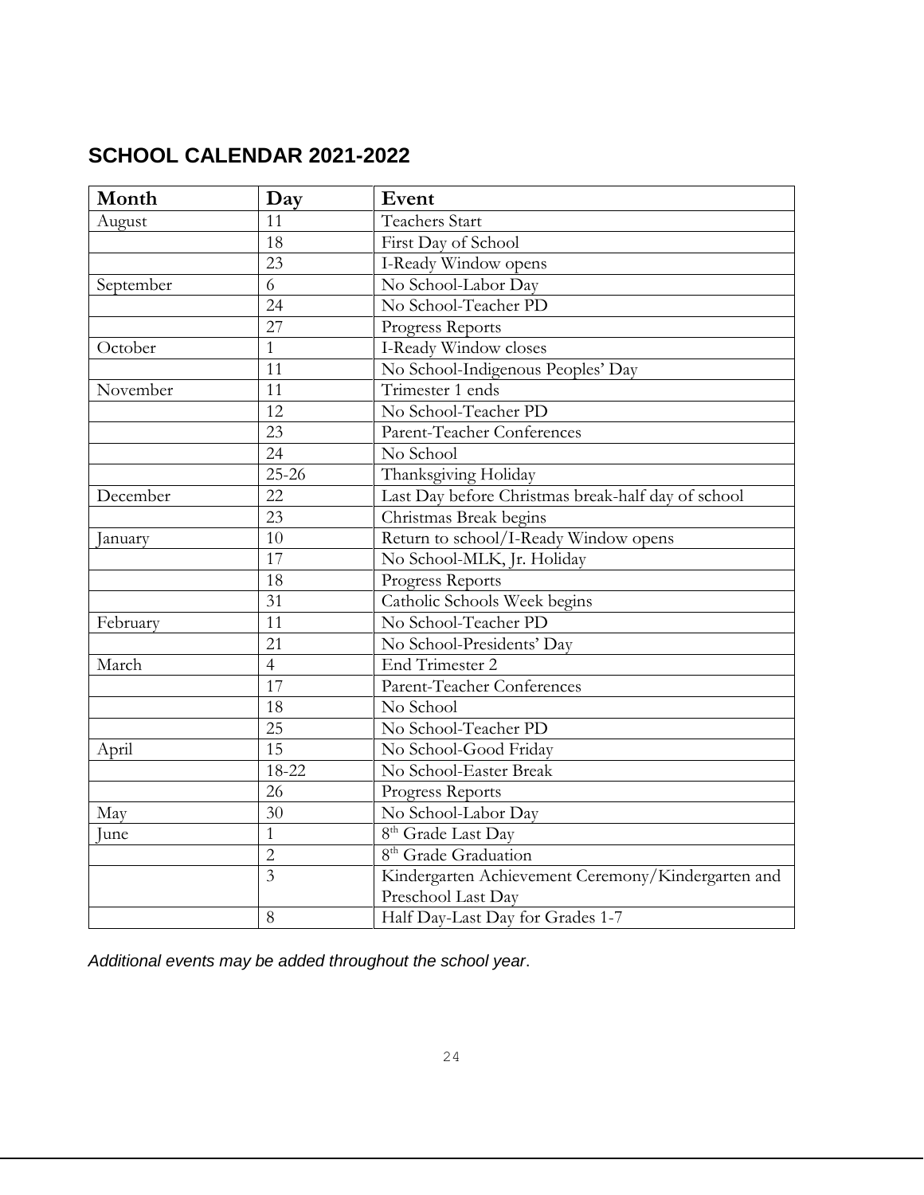## SCHOOL CALENDAR 2021-2022

| Month | Day | Event |
|---|---|---|
| August | 11 | Teachers Start |
| | 18 | First Day of School |
| | 23 | I-Ready Window opens |
| September | 6 | No School-Labor Day |
| | 24 | No School-Teacher PD |
| | 27 | Progress Reports |
| October | 1 | I-Ready Window closes |
| | 11 | No School-Indigenous Peoples' Day |
| November | 11 | Trimester 1 ends |
| | 12 | No School-Teacher PD |
| | 23 | Parent-Teacher Conferences |
| | 24 | No School |
| | 25-26 | Thanksgiving Holiday |
| December | 22 | Last Day before Christmas break-half day of school |
| | 23 | Christmas Break begins |
| January | 10 | Return to school/I-Ready Window opens |
| | 17 | No School-MLK, Jr. Holiday |
| | 18 | Progress Reports |
| | 31 | Catholic Schools Week begins |
| February | 11 | No School-Teacher PD |
| | 21 | No School-Presidents' Day |
| March | 4 | End Trimester 2 |
| | 17 | Parent-Teacher Conferences |
| | 18 | No School |
| | 25 | No School-Teacher PD |
| April | 15 | No School-Good Friday |
| | 18-22 | No School-Easter Break |
| | 26 | Progress Reports |
| May | 30 | No School-Labor Day |
| June | 1 | 8th Grade Last Day |
| | 2 | 8th Grade Graduation |
| | 3 | Kindergarten Achievement Ceremony/Kindergarten and Preschool Last Day |
| | 8 | Half Day-Last Day for Grades 1-7 |

*Additional events may be added throughout the school year*.